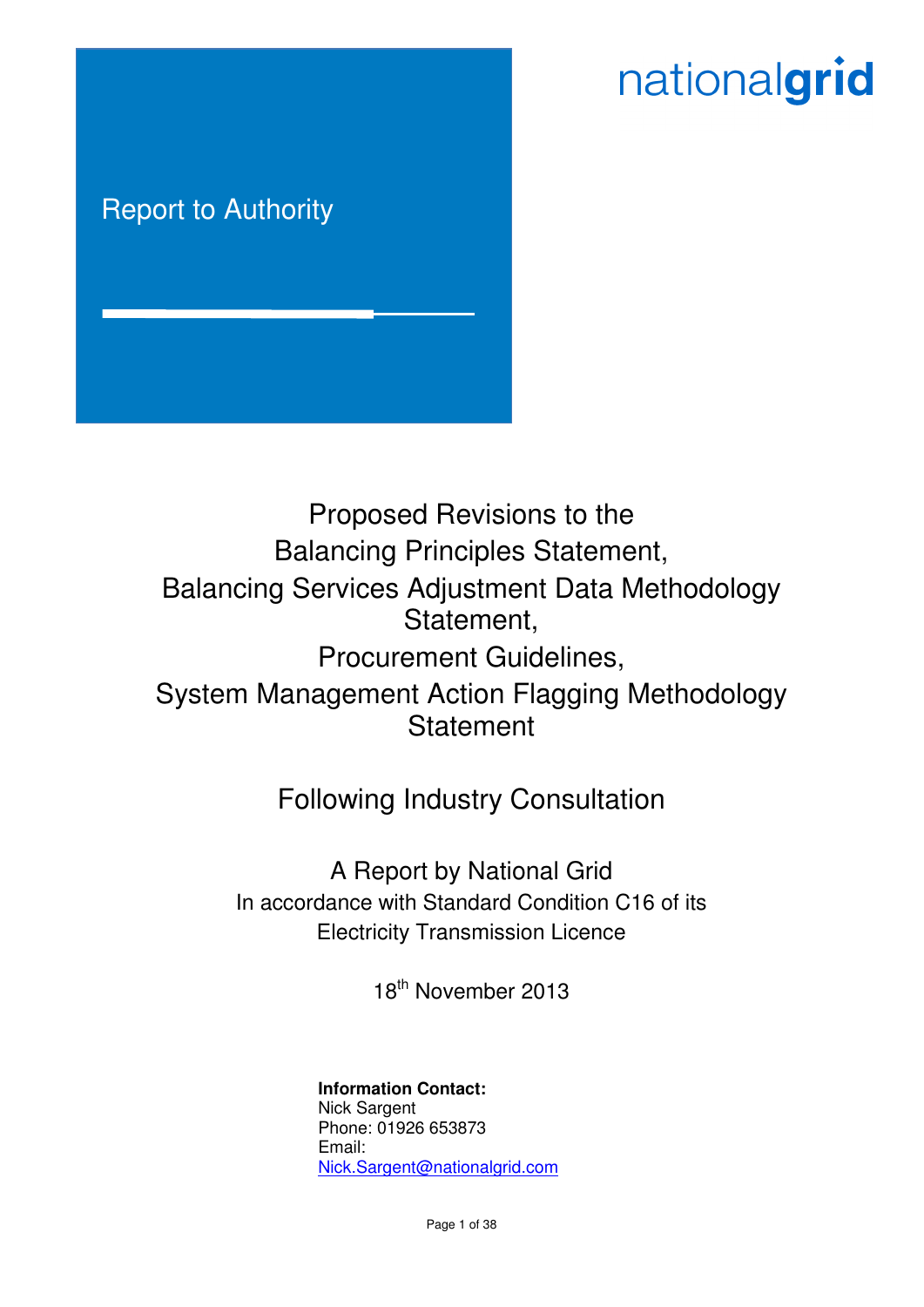nationalgrid

Report to Authority

# Proposed Revisions to the Balancing Principles Statement, Balancing Services Adjustment Data Methodology Statement, Procurement Guidelines, System Management Action Flagging Methodology Statement

## Following Industry Consultation

A Report by National Grid

In accordance with Standard Condition C16 of its Electricity Transmission Licence

18th November 2013

**Information Contact:**
Nick Sargent
Phone: 01926 653873
Email:
Nick.Sargent@nationalgrid.com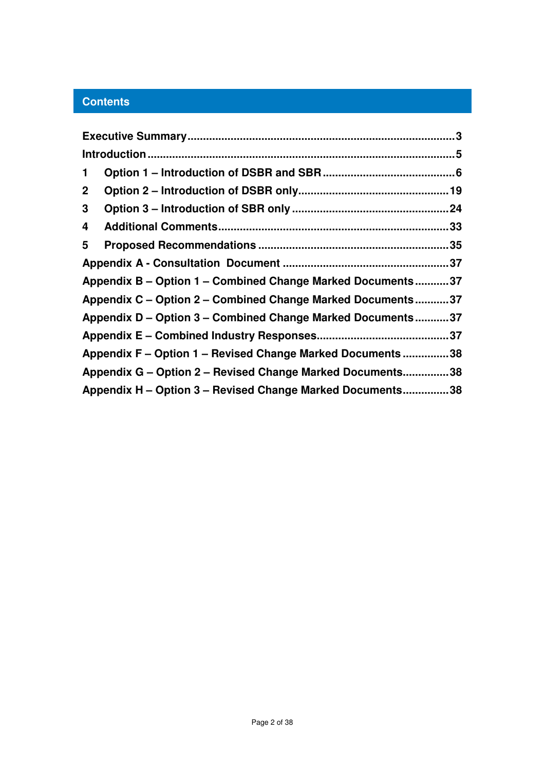# Contents

Executive Summary ........................................................................................3

Introduction ....................................................................................................5

1 Option 1 – Introduction of DSBR and SBR ............................................6

2 Option 2 – Introduction of DSBR only..................................................19

3 Option 3 – Introduction of SBR only ...................................................24

4 Additional Comments...........................................................................33

5 Proposed Recommendations ..............................................................35

Appendix A - Consultation Document .......................................................37

Appendix B – Option 1 – Combined Change Marked Documents...........37

Appendix C – Option 2 – Combined Change Marked Documents...........37

Appendix D – Option 3 – Combined Change Marked Documents...........37

Appendix E – Combined Industry Responses...........................................37

Appendix F – Option 1 – Revised Change Marked Documents ...............38

Appendix G – Option 2 – Revised Change Marked Documents...............38

Appendix H – Option 3 – Revised Change Marked Documents...............38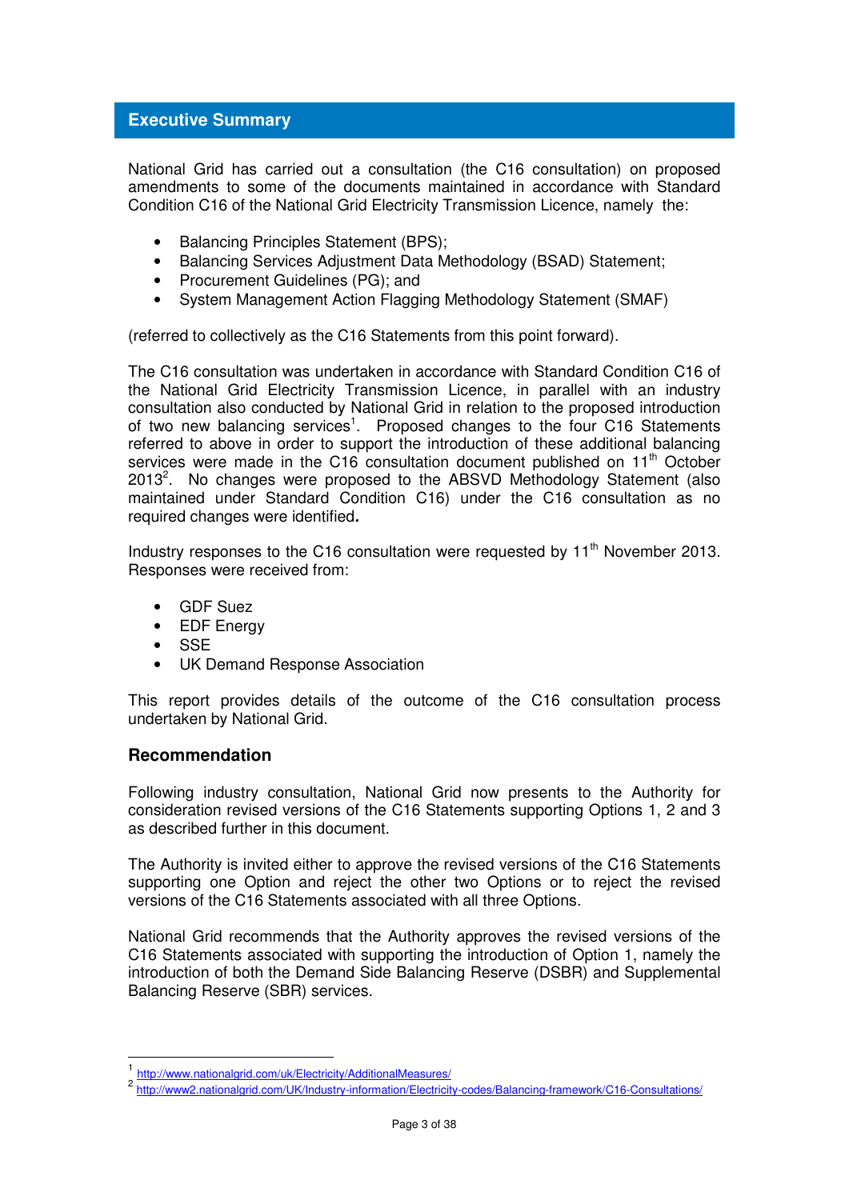## Executive Summary

National Grid has carried out a consultation (the C16 consultation) on proposed amendments to some of the documents maintained in accordance with Standard Condition C16 of the National Grid Electricity Transmission Licence, namely the:

- Balancing Principles Statement (BPS);
- Balancing Services Adjustment Data Methodology (BSAD) Statement;
- Procurement Guidelines (PG); and
- System Management Action Flagging Methodology Statement (SMAF)

(referred to collectively as the C16 Statements from this point forward).

The C16 consultation was undertaken in accordance with Standard Condition C16 of the National Grid Electricity Transmission Licence, in parallel with an industry consultation also conducted by National Grid in relation to the proposed introduction of two new balancing services[1]. Proposed changes to the four C16 Statements referred to above in order to support the introduction of these additional balancing services were made in the C16 consultation document published on 11th October 2013[2]. No changes were proposed to the ABSVD Methodology Statement (also maintained under Standard Condition C16) under the C16 consultation as no required changes were identified**.**

Industry responses to the C16 consultation were requested by 11th November 2013. Responses were received from:

- GDF Suez
- EDF Energy
- SSE
- UK Demand Response Association

This report provides details of the outcome of the C16 consultation process undertaken by National Grid.

### Recommendation

Following industry consultation, National Grid now presents to the Authority for consideration revised versions of the C16 Statements supporting Options 1, 2 and 3 as described further in this document.

The Authority is invited either to approve the revised versions of the C16 Statements supporting one Option and reject the other two Options or to reject the revised versions of the C16 Statements associated with all three Options.

National Grid recommends that the Authority approves the revised versions of the C16 Statements associated with supporting the introduction of Option 1, namely the introduction of both the Demand Side Balancing Reserve (DSBR) and Supplemental Balancing Reserve (SBR) services.

---

[1] http://www.nationalgrid.com/uk/Electricity/AdditionalMeasures/

[2] http://www2.nationalgrid.com/UK/Industry-information/Electricity-codes/Balancing-framework/C16-Consultations/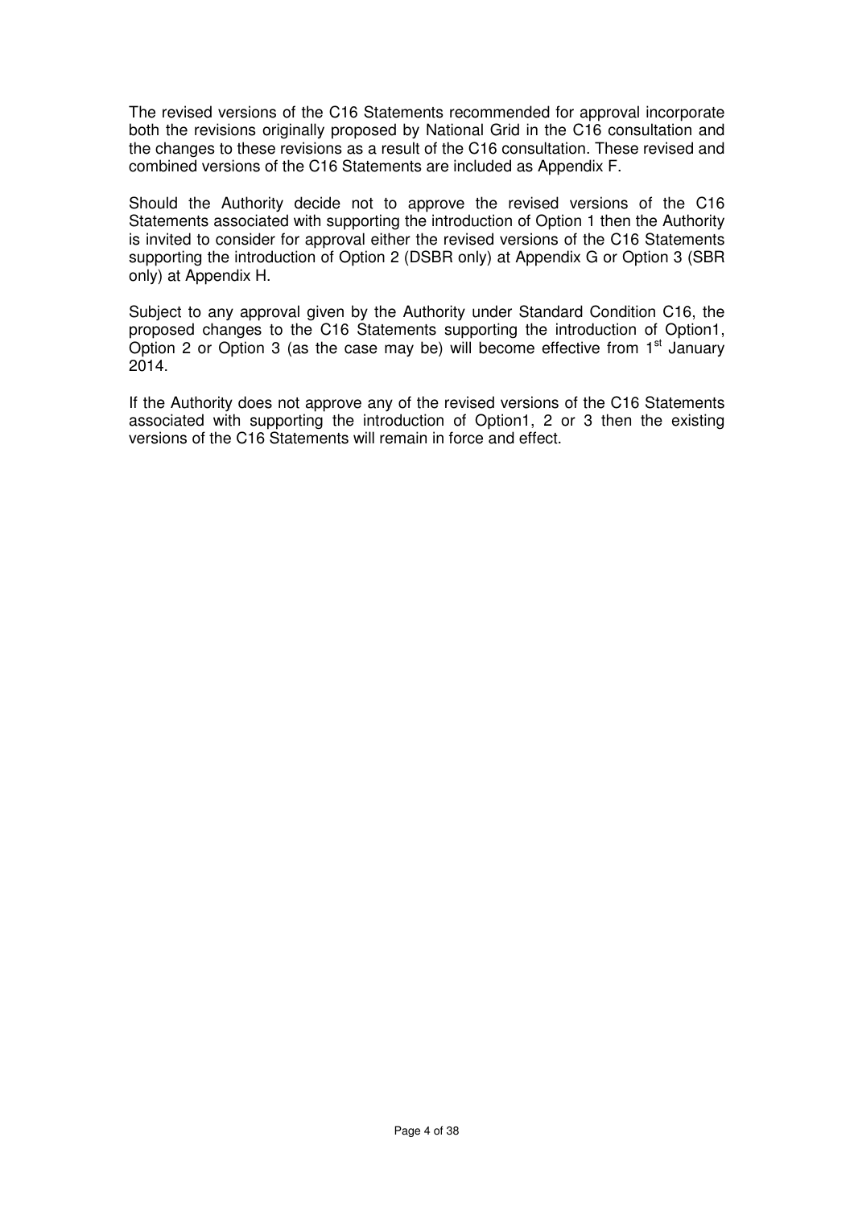The revised versions of the C16 Statements recommended for approval incorporate both the revisions originally proposed by National Grid in the C16 consultation and the changes to these revisions as a result of the C16 consultation. These revised and combined versions of the C16 Statements are included as Appendix F.

Should the Authority decide not to approve the revised versions of the C16 Statements associated with supporting the introduction of Option 1 then the Authority is invited to consider for approval either the revised versions of the C16 Statements supporting the introduction of Option 2 (DSBR only) at Appendix G or Option 3 (SBR only) at Appendix H.

Subject to any approval given by the Authority under Standard Condition C16, the proposed changes to the C16 Statements supporting the introduction of Option1, Option 2 or Option 3 (as the case may be) will become effective from 1st January 2014.

If the Authority does not approve any of the revised versions of the C16 Statements associated with supporting the introduction of Option1, 2 or 3 then the existing versions of the C16 Statements will remain in force and effect.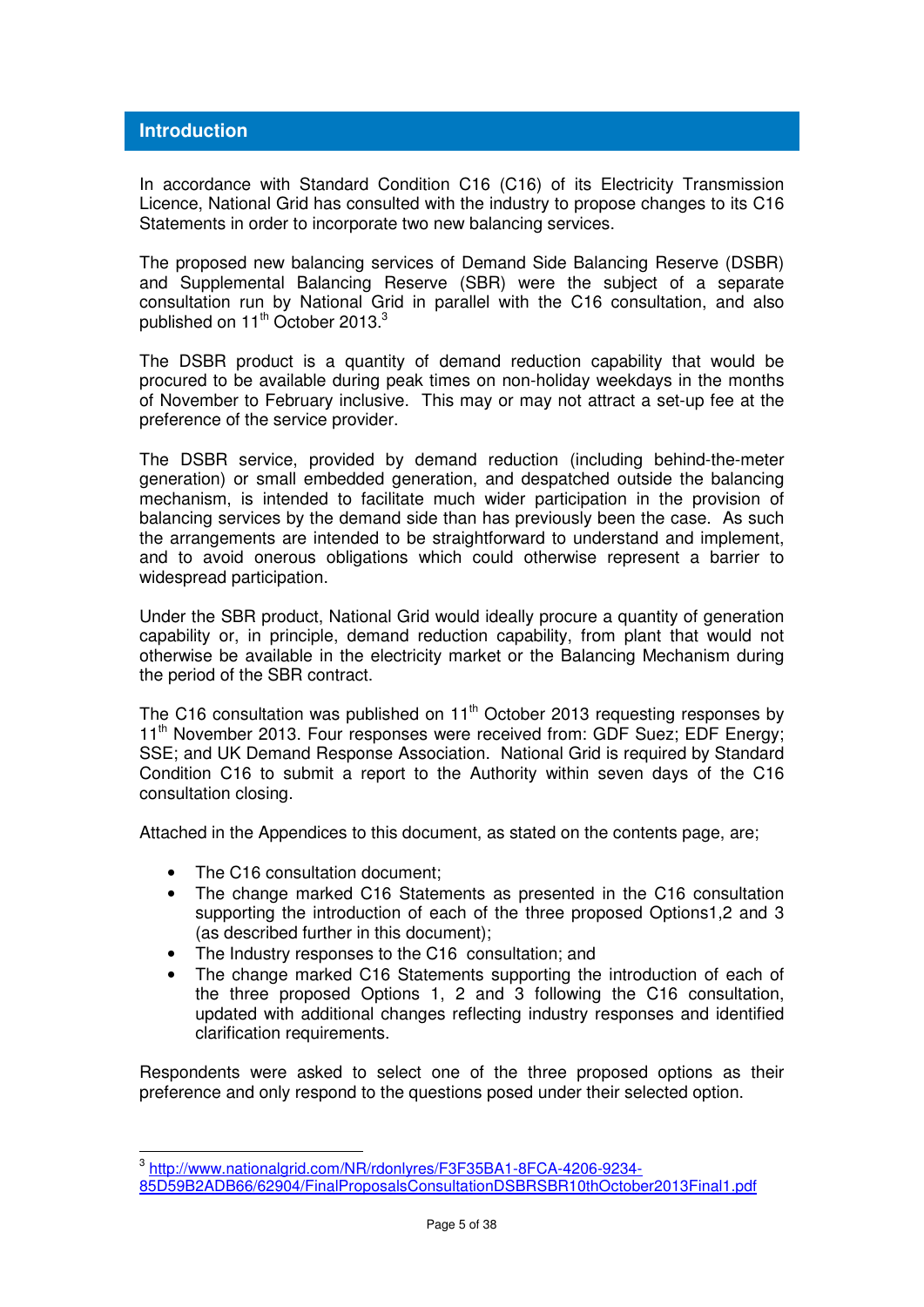## Introduction

In accordance with Standard Condition C16 (C16) of its Electricity Transmission Licence, National Grid has consulted with the industry to propose changes to its C16 Statements in order to incorporate two new balancing services.

The proposed new balancing services of Demand Side Balancing Reserve (DSBR) and Supplemental Balancing Reserve (SBR) were the subject of a separate consultation run by National Grid in parallel with the C16 consultation, and also published on 11th October 2013.[3]

The DSBR product is a quantity of demand reduction capability that would be procured to be available during peak times on non-holiday weekdays in the months of November to February inclusive. This may or may not attract a set-up fee at the preference of the service provider.

The DSBR service, provided by demand reduction (including behind-the-meter generation) or small embedded generation, and despatched outside the balancing mechanism, is intended to facilitate much wider participation in the provision of balancing services by the demand side than has previously been the case. As such the arrangements are intended to be straightforward to understand and implement, and to avoid onerous obligations which could otherwise represent a barrier to widespread participation.

Under the SBR product, National Grid would ideally procure a quantity of generation capability or, in principle, demand reduction capability, from plant that would not otherwise be available in the electricity market or the Balancing Mechanism during the period of the SBR contract.

The C16 consultation was published on 11th October 2013 requesting responses by 11th November 2013. Four responses were received from: GDF Suez; EDF Energy; SSE; and UK Demand Response Association. National Grid is required by Standard Condition C16 to submit a report to the Authority within seven days of the C16 consultation closing.

Attached in the Appendices to this document, as stated on the contents page, are;

- The C16 consultation document;
- The change marked C16 Statements as presented in the C16 consultation supporting the introduction of each of the three proposed Options1,2 and 3 (as described further in this document);
- The Industry responses to the C16 consultation; and
- The change marked C16 Statements supporting the introduction of each of the three proposed Options 1, 2 and 3 following the C16 consultation, updated with additional changes reflecting industry responses and identified clarification requirements.

Respondents were asked to select one of the three proposed options as their preference and only respond to the questions posed under their selected option.

[3] http://www.nationalgrid.com/NR/rdonlyres/F3F35BA1-8FCA-4206-9234-85D59B2ADB66/62904/FinalProposalsConsultationDSBRSBR10thOctober2013Final1.pdf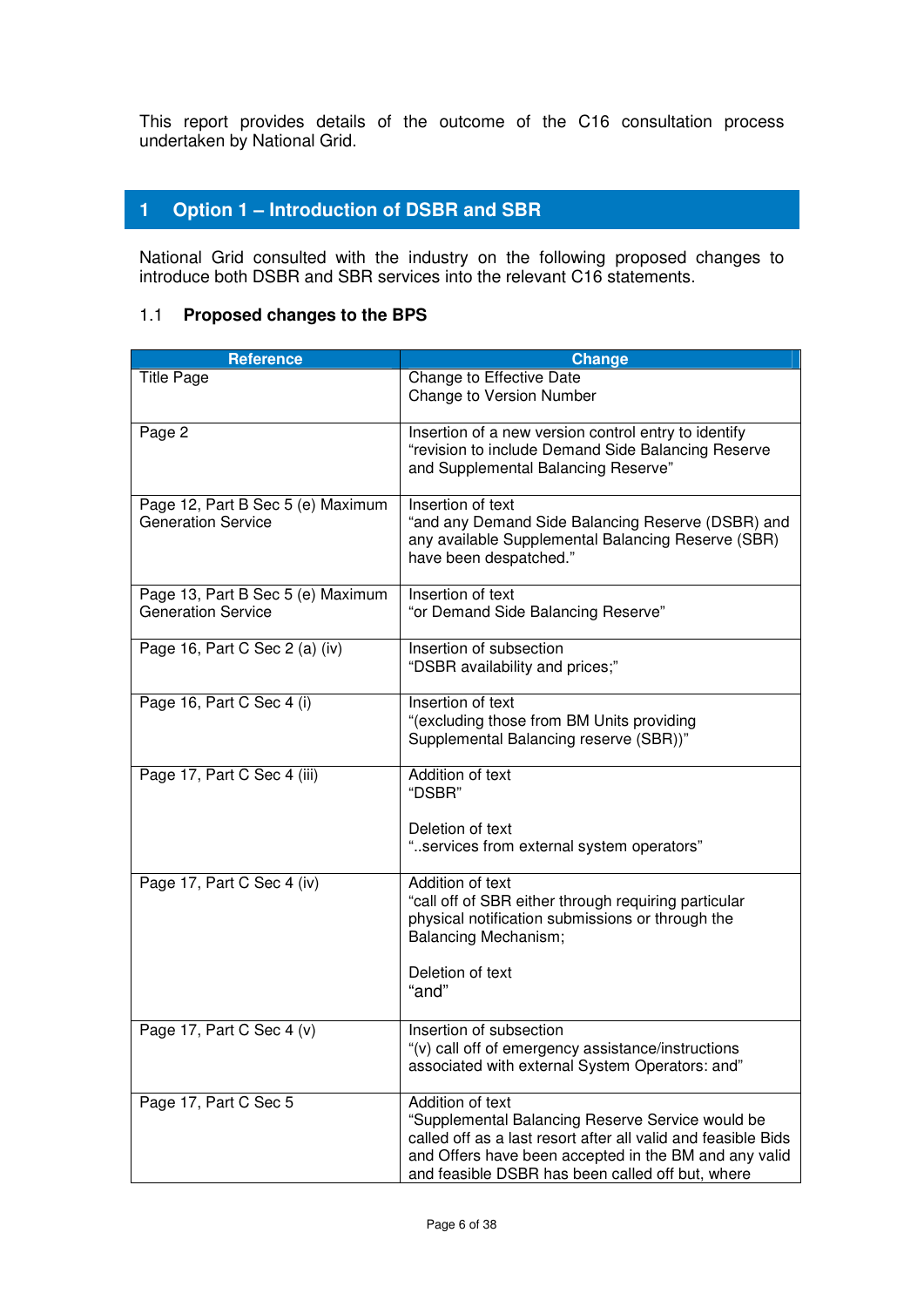This report provides details of the outcome of the C16 consultation process undertaken by National Grid.

# 1 Option 1 – Introduction of DSBR and SBR

National Grid consulted with the industry on the following proposed changes to introduce both DSBR and SBR services into the relevant C16 statements.

## 1.1 Proposed changes to the BPS

| Reference | Change |
|---|---|
| Title Page | Change to Effective Date<br>Change to Version Number |
| Page 2 | Insertion of a new version control entry to identify "revision to include Demand Side Balancing Reserve and Supplemental Balancing Reserve" |
| Page 12, Part B Sec 5 (e) Maximum Generation Service | Insertion of text<br>"and any Demand Side Balancing Reserve (DSBR) and any available Supplemental Balancing Reserve (SBR) have been despatched." |
| Page 13, Part B Sec 5 (e) Maximum Generation Service | Insertion of text<br>"or Demand Side Balancing Reserve" |
| Page 16, Part C Sec 2 (a) (iv) | Insertion of subsection<br>"DSBR availability and prices;" |
| Page 16, Part C Sec 4 (i) | Insertion of text<br>"(excluding those from BM Units providing Supplemental Balancing reserve (SBR))" |
| Page 17, Part C Sec 4 (iii) | Addition of text<br>"DSBR"<br><br>Deletion of text<br>"..services from external system operators" |
| Page 17, Part C Sec 4 (iv) | Addition of text<br>"call off of SBR either through requiring particular physical notification submissions or through the Balancing Mechanism;<br><br>Deletion of text<br>"and" |
| Page 17, Part C Sec 4 (v) | Insertion of subsection<br>"(v) call off of emergency assistance/instructions associated with external System Operators: and" |
| Page 17, Part C Sec 5 | Addition of text<br>"Supplemental Balancing Reserve Service would be called off as a last resort after all valid and feasible Bids and Offers have been accepted in the BM and any valid and feasible DSBR has been called off but, where |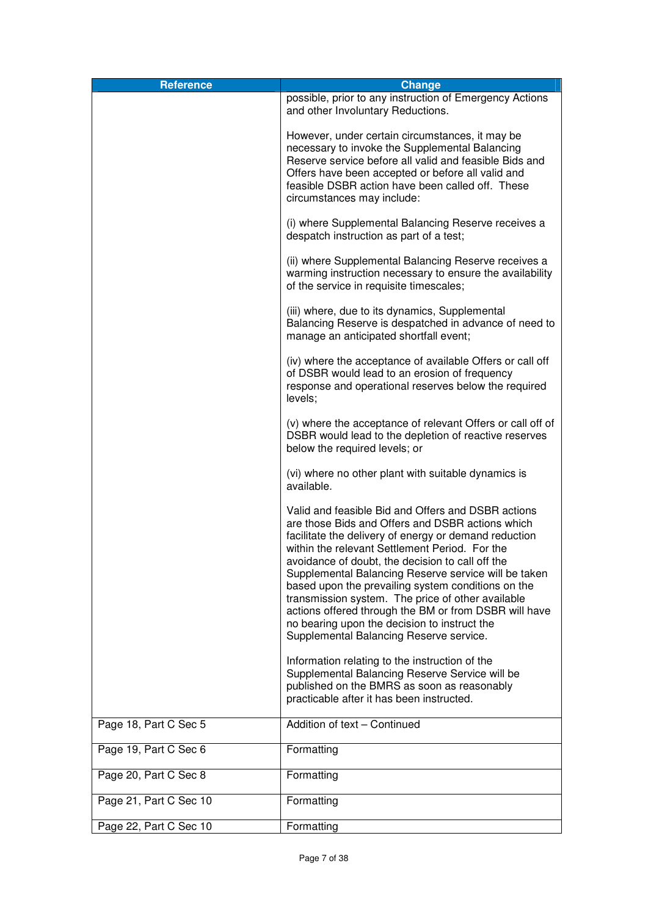| Reference | Change |
|---|---|
| | possible, prior to any instruction of Emergency Actions and other Involuntary Reductions.<br><br>However, under certain circumstances, it may be necessary to invoke the Supplemental Balancing Reserve service before all valid and feasible Bids and Offers have been accepted or before all valid and feasible DSBR action have been called off. These circumstances may include:<br><br>(i) where Supplemental Balancing Reserve receives a despatch instruction as part of a test;<br><br>(ii) where Supplemental Balancing Reserve receives a warming instruction necessary to ensure the availability of the service in requisite timescales;<br><br>(iii) where, due to its dynamics, Supplemental Balancing Reserve is despatched in advance of need to manage an anticipated shortfall event;<br><br>(iv) where the acceptance of available Offers or call off of DSBR would lead to an erosion of frequency response and operational reserves below the required levels;<br><br>(v) where the acceptance of relevant Offers or call off of DSBR would lead to the depletion of reactive reserves below the required levels; or<br><br>(vi) where no other plant with suitable dynamics is available.<br><br>Valid and feasible Bid and Offers and DSBR actions are those Bids and Offers and DSBR actions which facilitate the delivery of energy or demand reduction within the relevant Settlement Period. For the avoidance of doubt, the decision to call off the Supplemental Balancing Reserve service will be taken based upon the prevailing system conditions on the transmission system. The price of other available actions offered through the BM or from DSBR will have no bearing upon the decision to instruct the Supplemental Balancing Reserve service.<br><br>Information relating to the instruction of the Supplemental Balancing Reserve Service will be published on the BMRS as soon as reasonably practicable after it has been instructed. |
| Page 18, Part C Sec 5 | Addition of text – Continued |
| Page 19, Part C Sec 6 | Formatting |
| Page 20, Part C Sec 8 | Formatting |
| Page 21, Part C Sec 10 | Formatting |
| Page 22, Part C Sec 10 | Formatting |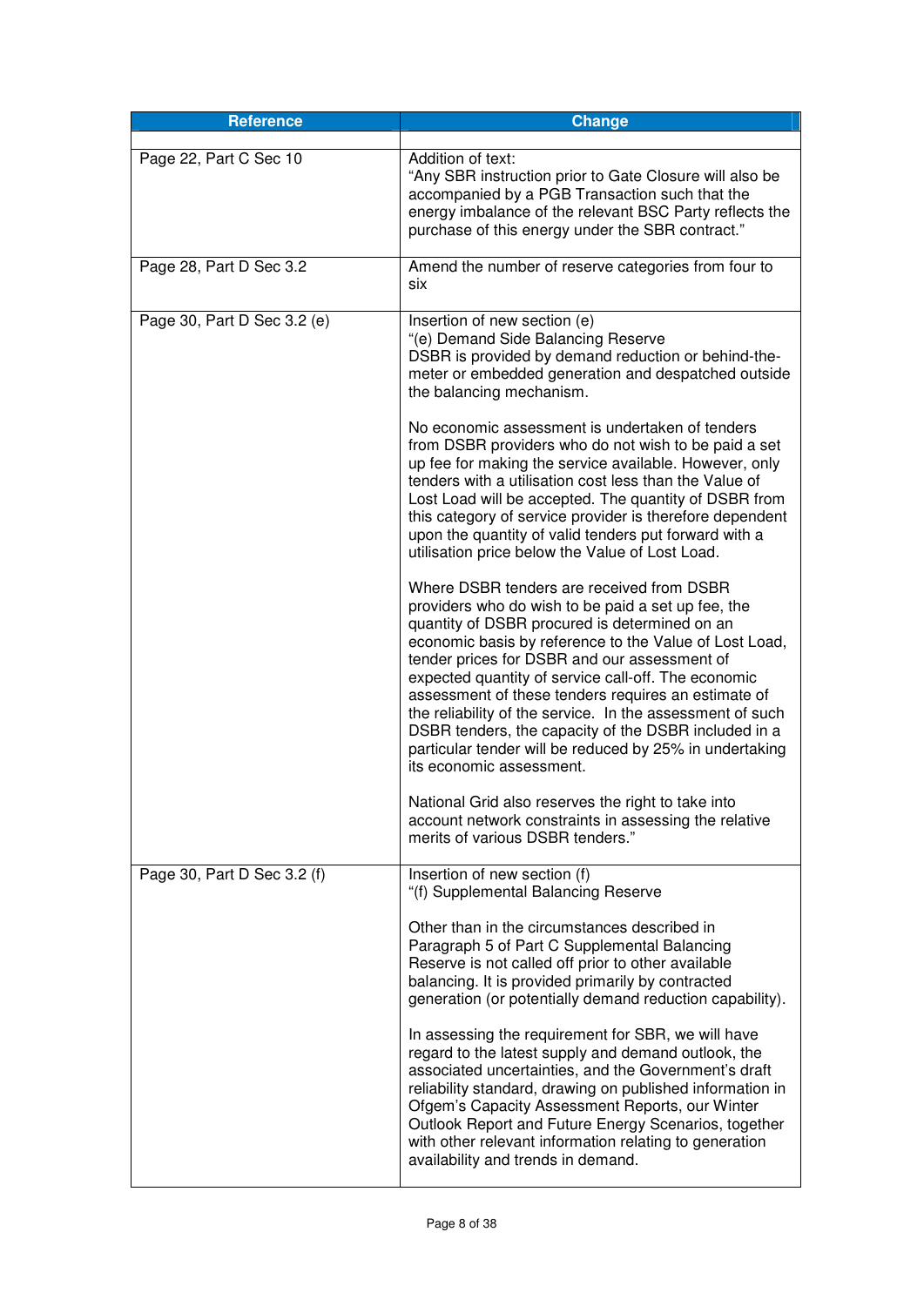| Reference | Change |
|---|---|
| | |
| Page 22, Part C Sec 10 | Addition of text:<br>"Any SBR instruction prior to Gate Closure will also be accompanied by a PGB Transaction such that the energy imbalance of the relevant BSC Party reflects the purchase of this energy under the SBR contract." |
| Page 28, Part D Sec 3.2 | Amend the number of reserve categories from four to six |
| Page 30, Part D Sec 3.2 (e) | Insertion of new section (e)<br>"(e) Demand Side Balancing Reserve<br>DSBR is provided by demand reduction or behind-the-meter or embedded generation and despatched outside the balancing mechanism.<br><br>No economic assessment is undertaken of tenders from DSBR providers who do not wish to be paid a set up fee for making the service available. However, only tenders with a utilisation cost less than the Value of Lost Load will be accepted. The quantity of DSBR from this category of service provider is therefore dependent upon the quantity of valid tenders put forward with a utilisation price below the Value of Lost Load.<br><br>Where DSBR tenders are received from DSBR providers who do wish to be paid a set up fee, the quantity of DSBR procured is determined on an economic basis by reference to the Value of Lost Load, tender prices for DSBR and our assessment of expected quantity of service call-off. The economic assessment of these tenders requires an estimate of the reliability of the service. In the assessment of such DSBR tenders, the capacity of the DSBR included in a particular tender will be reduced by 25% in undertaking its economic assessment.<br><br>National Grid also reserves the right to take into account network constraints in assessing the relative merits of various DSBR tenders." |
| Page 30, Part D Sec 3.2 (f) | Insertion of new section (f)<br>"(f) Supplemental Balancing Reserve<br><br>Other than in the circumstances described in Paragraph 5 of Part C Supplemental Balancing Reserve is not called off prior to other available balancing. It is provided primarily by contracted generation (or potentially demand reduction capability).<br><br>In assessing the requirement for SBR, we will have regard to the latest supply and demand outlook, the associated uncertainties, and the Government's draft reliability standard, drawing on published information in Ofgem's Capacity Assessment Reports, our Winter Outlook Report and Future Energy Scenarios, together with other relevant information relating to generation availability and trends in demand. |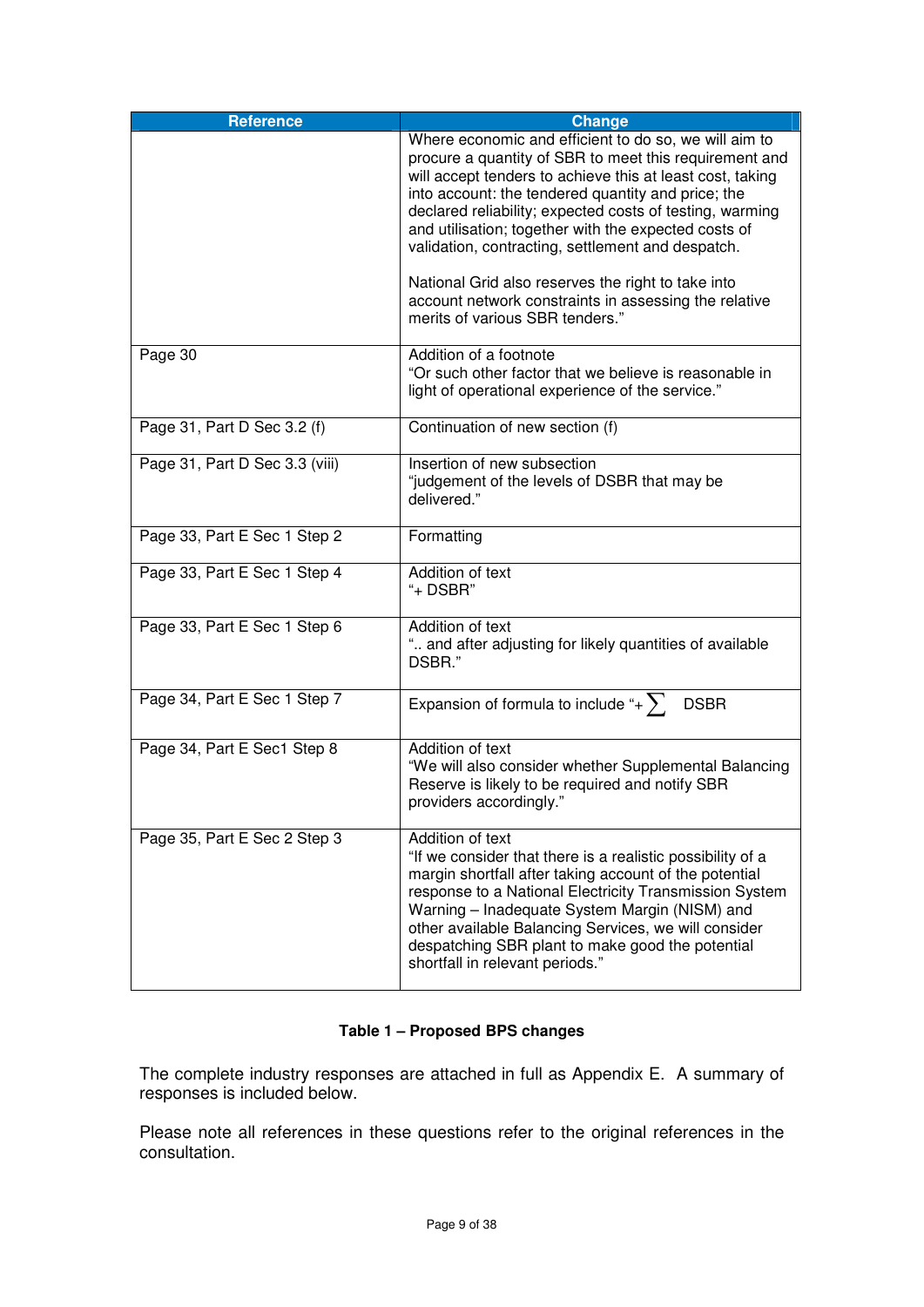| Reference | Change |
|---|---|
| | Where economic and efficient to do so, we will aim to procure a quantity of SBR to meet this requirement and will accept tenders to achieve this at least cost, taking into account: the tendered quantity and price; the declared reliability; expected costs of testing, warming and utilisation; together with the expected costs of validation, contracting, settlement and despatch.<br><br>National Grid also reserves the right to take into account network constraints in assessing the relative merits of various SBR tenders." |
| Page 30 | Addition of a footnote<br>"Or such other factor that we believe is reasonable in light of operational experience of the service." |
| Page 31, Part D Sec 3.2 (f) | Continuation of new section (f) |
| Page 31, Part D Sec 3.3 (viii) | Insertion of new subsection<br>"judgement of the levels of DSBR that may be delivered." |
| Page 33, Part E Sec 1 Step 2 | Formatting |
| Page 33, Part E Sec 1 Step 4 | Addition of text<br>"+ DSBR" |
| Page 33, Part E Sec 1 Step 6 | Addition of text<br>".. and after adjusting for likely quantities of available DSBR." |
| Page 34, Part E Sec 1 Step 7 | Expansion of formula to include "+ $\sum$ DSBR |
| Page 34, Part E Sec1 Step 8 | Addition of text<br>"We will also consider whether Supplemental Balancing Reserve is likely to be required and notify SBR providers accordingly." |
| Page 35, Part E Sec 2 Step 3 | Addition of text<br>"If we consider that there is a realistic possibility of a margin shortfall after taking account of the potential response to a National Electricity Transmission System Warning – Inadequate System Margin (NISM) and other available Balancing Services, we will consider despatching SBR plant to make good the potential shortfall in relevant periods." |

**Table 1 – Proposed BPS changes**

The complete industry responses are attached in full as Appendix E. A summary of responses is included below.

Please note all references in these questions refer to the original references in the consultation.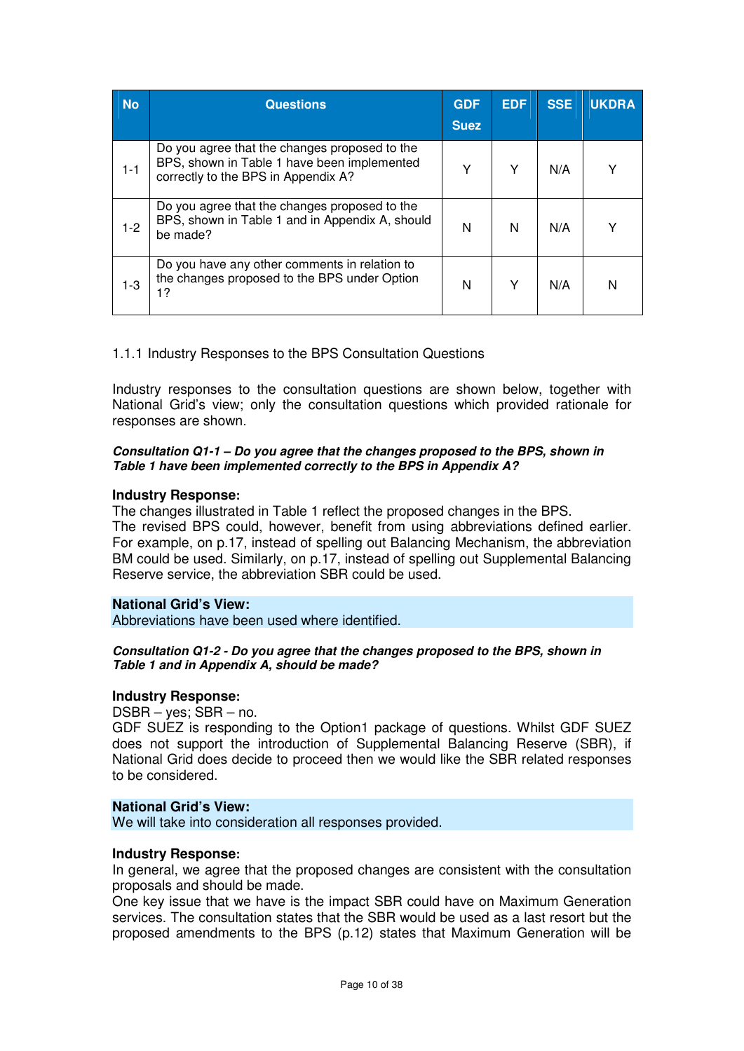| No | Questions | GDF Suez | EDF | SSE | UKDRA |
|---|---|---|---|---|---|
| 1-1 | Do you agree that the changes proposed to the BPS, shown in Table 1 have been implemented correctly to the BPS in Appendix A? | Y | Y | N/A | Y |
| 1-2 | Do you agree that the changes proposed to the BPS, shown in Table 1 and in Appendix A, should be made? | N | N | N/A | Y |
| 1-3 | Do you have any other comments in relation to the changes proposed to the BPS under Option 1? | N | Y | N/A | N |

### 1.1.1 Industry Responses to the BPS Consultation Questions

Industry responses to the consultation questions are shown below, together with National Grid's view; only the consultation questions which provided rationale for responses are shown.

***Consultation Q1-1 – Do you agree that the changes proposed to the BPS, shown in Table 1 have been implemented correctly to the BPS in Appendix A?***

**Industry Response:**
The changes illustrated in Table 1 reflect the proposed changes in the BPS.
The revised BPS could, however, benefit from using abbreviations defined earlier. For example, on p.17, instead of spelling out Balancing Mechanism, the abbreviation BM could be used. Similarly, on p.17, instead of spelling out Supplemental Balancing Reserve service, the abbreviation SBR could be used.

**National Grid's View:**
Abbreviations have been used where identified.

***Consultation Q1-2 - Do you agree that the changes proposed to the BPS, shown in Table 1 and in Appendix A, should be made?***

**Industry Response:**
DSBR – yes; SBR – no.
GDF SUEZ is responding to the Option1 package of questions. Whilst GDF SUEZ does not support the introduction of Supplemental Balancing Reserve (SBR), if National Grid does decide to proceed then we would like the SBR related responses to be considered.

**National Grid's View:**
We will take into consideration all responses provided.

**Industry Response:**
In general, we agree that the proposed changes are consistent with the consultation proposals and should be made.
One key issue that we have is the impact SBR could have on Maximum Generation services. The consultation states that the SBR would be used as a last resort but the proposed amendments to the BPS (p.12) states that Maximum Generation will be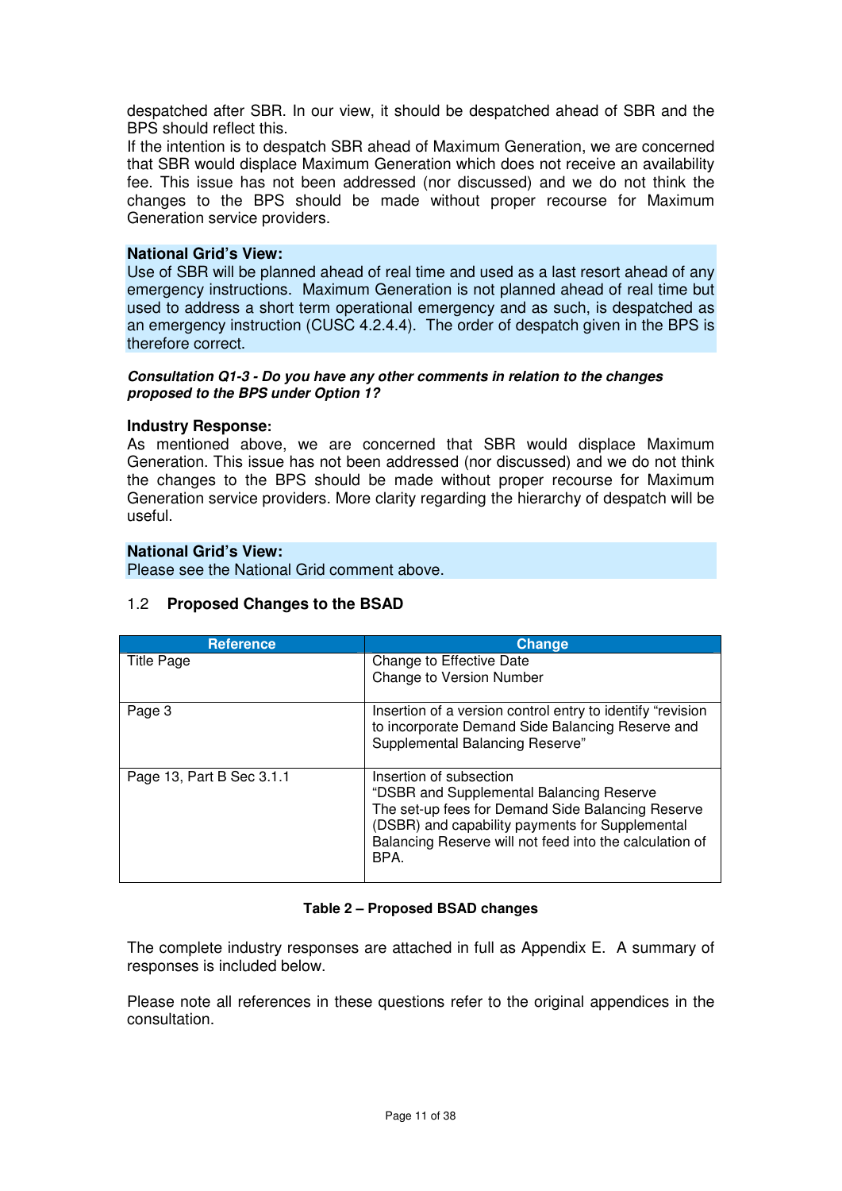despatched after SBR. In our view, it should be despatched ahead of SBR and the BPS should reflect this.
If the intention is to despatch SBR ahead of Maximum Generation, we are concerned that SBR would displace Maximum Generation which does not receive an availability fee. This issue has not been addressed (nor discussed) and we do not think the changes to the BPS should be made without proper recourse for Maximum Generation service providers.

**National Grid's View:**
Use of SBR will be planned ahead of real time and used as a last resort ahead of any emergency instructions. Maximum Generation is not planned ahead of real time but used to address a short term operational emergency and as such, is despatched as an emergency instruction (CUSC 4.2.4.4). The order of despatch given in the BPS is therefore correct.

***Consultation Q1-3 - Do you have any other comments in relation to the changes proposed to the BPS under Option 1?***

**Industry Response:**
As mentioned above, we are concerned that SBR would displace Maximum Generation. This issue has not been addressed (nor discussed) and we do not think the changes to the BPS should be made without proper recourse for Maximum Generation service providers. More clarity regarding the hierarchy of despatch will be useful.

**National Grid's View:**
Please see the National Grid comment above.

## 1.2 Proposed Changes to the BSAD

| Reference | Change |
|---|---|
| Title Page | Change to Effective Date<br>Change to Version Number |
| Page 3 | Insertion of a version control entry to identify "revision to incorporate Demand Side Balancing Reserve and Supplemental Balancing Reserve" |
| Page 13, Part B Sec 3.1.1 | Insertion of subsection<br>"DSBR and Supplemental Balancing Reserve<br>The set-up fees for Demand Side Balancing Reserve (DSBR) and capability payments for Supplemental Balancing Reserve will not feed into the calculation of BPA. |

**Table 2 – Proposed BSAD changes**

The complete industry responses are attached in full as Appendix E. A summary of responses is included below.

Please note all references in these questions refer to the original appendices in the consultation.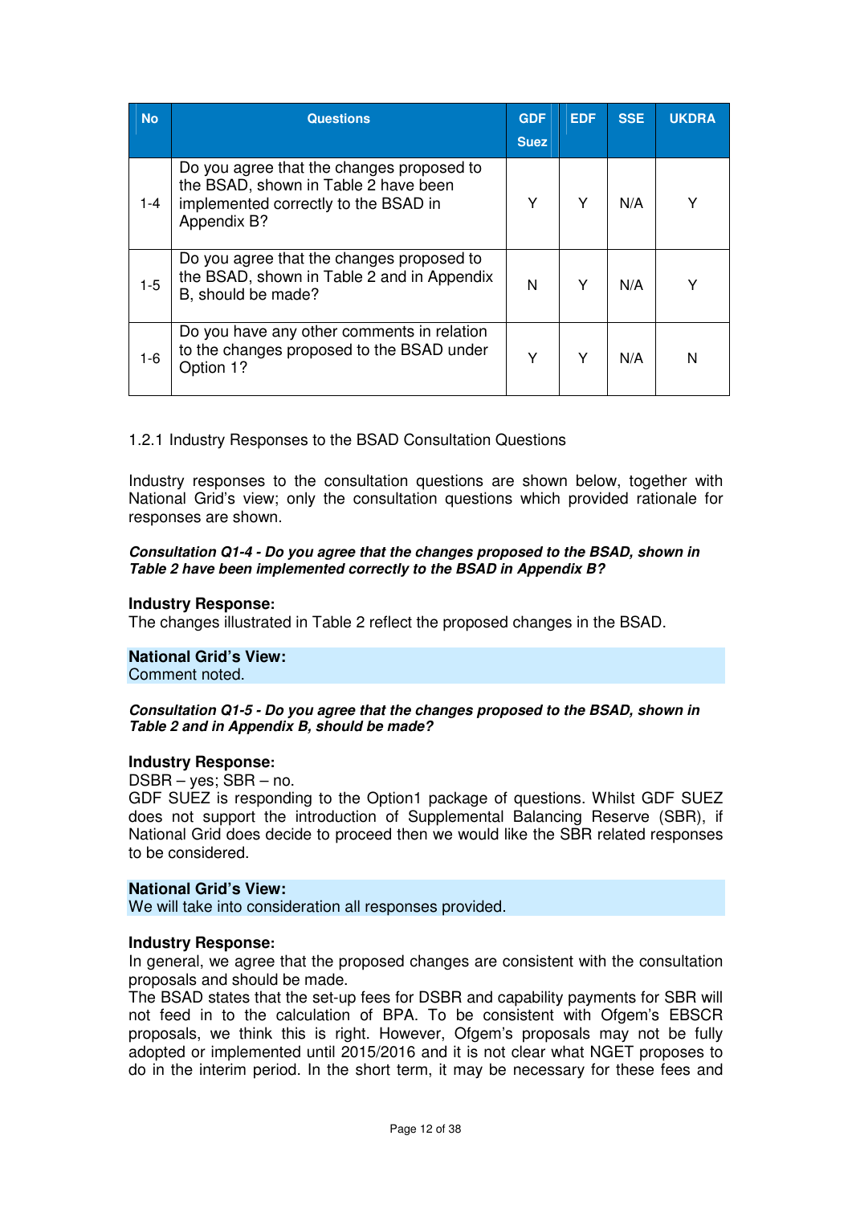| No | Questions | GDF Suez | EDF | SSE | UKDRA |
|---|---|---|---|---|---|
| 1-4 | Do you agree that the changes proposed to the BSAD, shown in Table 2 have been implemented correctly to the BSAD in Appendix B? | Y | Y | N/A | Y |
| 1-5 | Do you agree that the changes proposed to the BSAD, shown in Table 2 and in Appendix B, should be made? | N | Y | N/A | Y |
| 1-6 | Do you have any other comments in relation to the changes proposed to the BSAD under Option 1? | Y | Y | N/A | N |

1.2.1 Industry Responses to the BSAD Consultation Questions

Industry responses to the consultation questions are shown below, together with National Grid's view; only the consultation questions which provided rationale for responses are shown.

***Consultation Q1-4 - Do you agree that the changes proposed to the BSAD, shown in Table 2 have been implemented correctly to the BSAD in Appendix B?***

**Industry Response:**
The changes illustrated in Table 2 reflect the proposed changes in the BSAD.

**National Grid's View:**
Comment noted.

***Consultation Q1-5 - Do you agree that the changes proposed to the BSAD, shown in Table 2 and in Appendix B, should be made?***

**Industry Response:**
DSBR – yes; SBR – no.
GDF SUEZ is responding to the Option1 package of questions. Whilst GDF SUEZ does not support the introduction of Supplemental Balancing Reserve (SBR), if National Grid does decide to proceed then we would like the SBR related responses to be considered.

**National Grid's View:**
We will take into consideration all responses provided.

**Industry Response:**
In general, we agree that the proposed changes are consistent with the consultation proposals and should be made.
The BSAD states that the set-up fees for DSBR and capability payments for SBR will not feed in to the calculation of BPA. To be consistent with Ofgem's EBSCR proposals, we think this is right. However, Ofgem's proposals may not be fully adopted or implemented until 2015/2016 and it is not clear what NGET proposes to do in the interim period. In the short term, it may be necessary for these fees and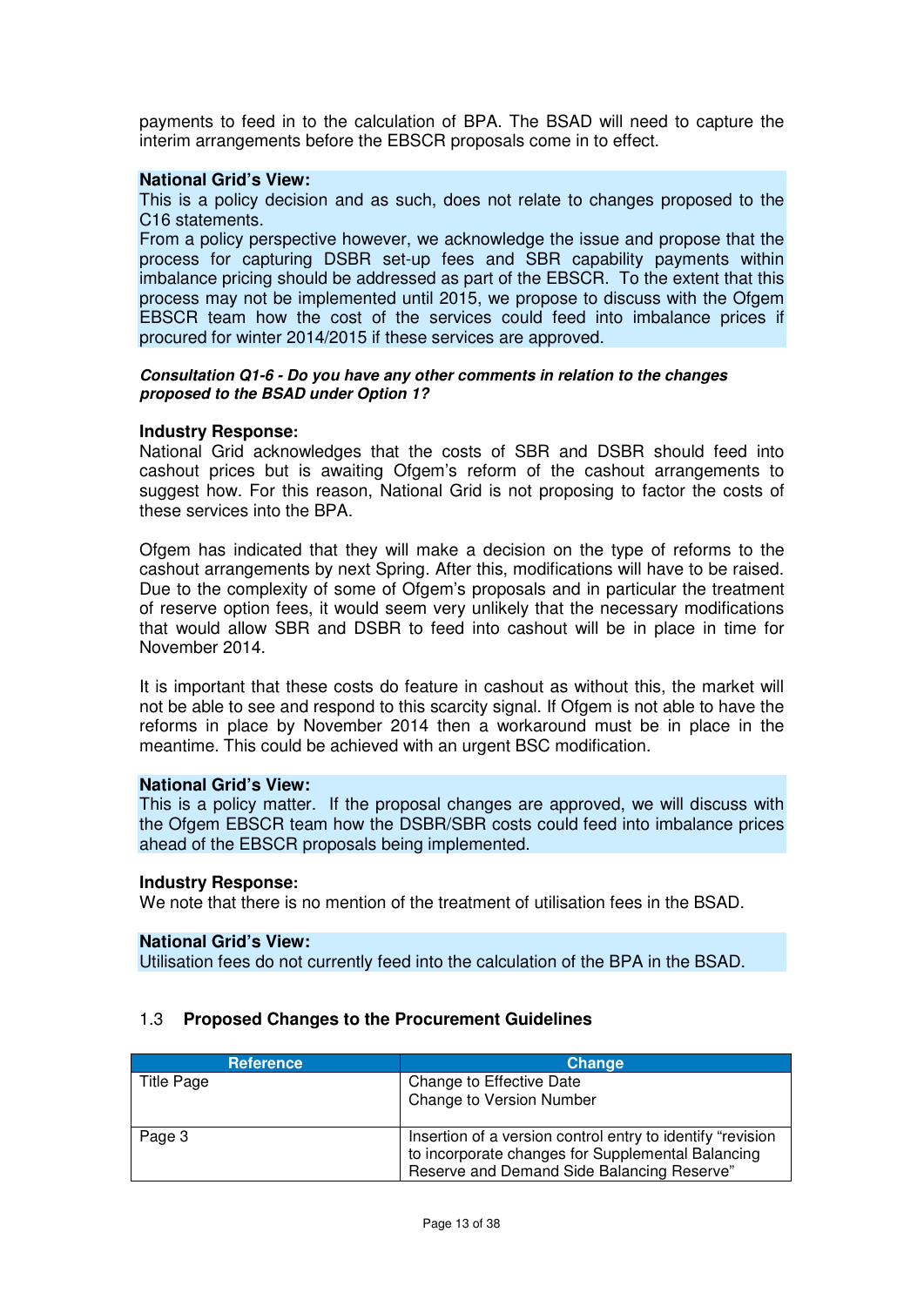payments to feed in to the calculation of BPA. The BSAD will need to capture the interim arrangements before the EBSCR proposals come in to effect.

**National Grid's View:**
This is a policy decision and as such, does not relate to changes proposed to the C16 statements.
From a policy perspective however, we acknowledge the issue and propose that the process for capturing DSBR set-up fees and SBR capability payments within imbalance pricing should be addressed as part of the EBSCR. To the extent that this process may not be implemented until 2015, we propose to discuss with the Ofgem EBSCR team how the cost of the services could feed into imbalance prices if procured for winter 2014/2015 if these services are approved.

***Consultation Q1-6 - Do you have any other comments in relation to the changes proposed to the BSAD under Option 1?***

**Industry Response:**
National Grid acknowledges that the costs of SBR and DSBR should feed into cashout prices but is awaiting Ofgem's reform of the cashout arrangements to suggest how. For this reason, National Grid is not proposing to factor the costs of these services into the BPA.

Ofgem has indicated that they will make a decision on the type of reforms to the cashout arrangements by next Spring. After this, modifications will have to be raised. Due to the complexity of some of Ofgem's proposals and in particular the treatment of reserve option fees, it would seem very unlikely that the necessary modifications that would allow SBR and DSBR to feed into cashout will be in place in time for November 2014.

It is important that these costs do feature in cashout as without this, the market will not be able to see and respond to this scarcity signal. If Ofgem is not able to have the reforms in place by November 2014 then a workaround must be in place in the meantime. This could be achieved with an urgent BSC modification.

**National Grid's View:**
This is a policy matter. If the proposal changes are approved, we will discuss with the Ofgem EBSCR team how the DSBR/SBR costs could feed into imbalance prices ahead of the EBSCR proposals being implemented.

**Industry Response:**
We note that there is no mention of the treatment of utilisation fees in the BSAD.

**National Grid's View:**
Utilisation fees do not currently feed into the calculation of the BPA in the BSAD.

### 1.3 Proposed Changes to the Procurement Guidelines

| Reference | Change |
|---|---|
| Title Page | Change to Effective Date<br>Change to Version Number |
| Page 3 | Insertion of a version control entry to identify "revision to incorporate changes for Supplemental Balancing Reserve and Demand Side Balancing Reserve" |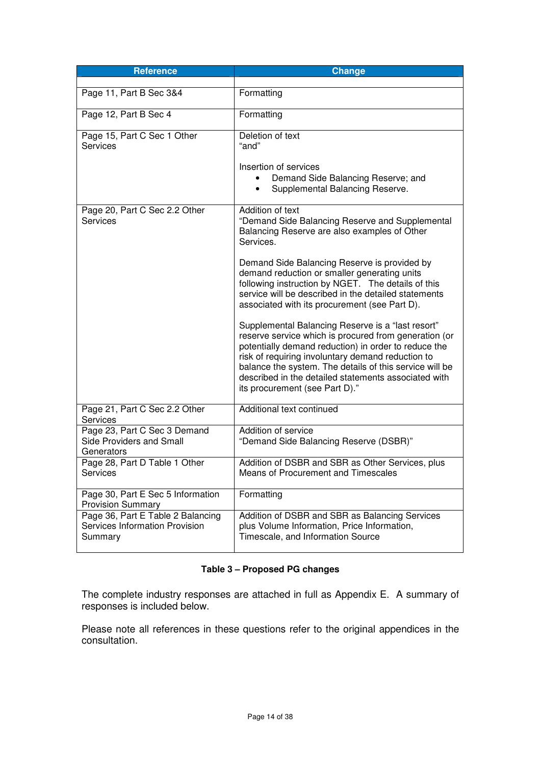| Reference | Change |
|---|---|
| | |
| Page 11, Part B Sec 3&4 | Formatting |
| Page 12, Part B Sec 4 | Formatting |
| Page 15, Part C Sec 1 Other Services | Deletion of text "and"<br><br>Insertion of services<br>• Demand Side Balancing Reserve; and<br>• Supplemental Balancing Reserve. |
| Page 20, Part C Sec 2.2 Other Services | Addition of text "Demand Side Balancing Reserve and Supplemental Balancing Reserve are also examples of Other Services.<br><br>Demand Side Balancing Reserve is provided by demand reduction or smaller generating units following instruction by NGET. The details of this service will be described in the detailed statements associated with its procurement (see Part D).<br><br>Supplemental Balancing Reserve is a "last resort" reserve service which is procured from generation (or potentially demand reduction) in order to reduce the risk of requiring involuntary demand reduction to balance the system. The details of this service will be described in the detailed statements associated with its procurement (see Part D)." |
| Page 21, Part C Sec 2.2 Other Services | Additional text continued |
| Page 23, Part C Sec 3 Demand Side Providers and Small Generators | Addition of service "Demand Side Balancing Reserve (DSBR)" |
| Page 28, Part D Table 1 Other Services | Addition of DSBR and SBR as Other Services, plus Means of Procurement and Timescales |
| Page 30, Part E Sec 5 Information Provision Summary | Formatting |
| Page 36, Part E Table 2 Balancing Services Information Provision Summary | Addition of DSBR and SBR as Balancing Services plus Volume Information, Price Information, Timescale, and Information Source |

**Table 3 – Proposed PG changes**

The complete industry responses are attached in full as Appendix E. A summary of responses is included below.

Please note all references in these questions refer to the original appendices in the consultation.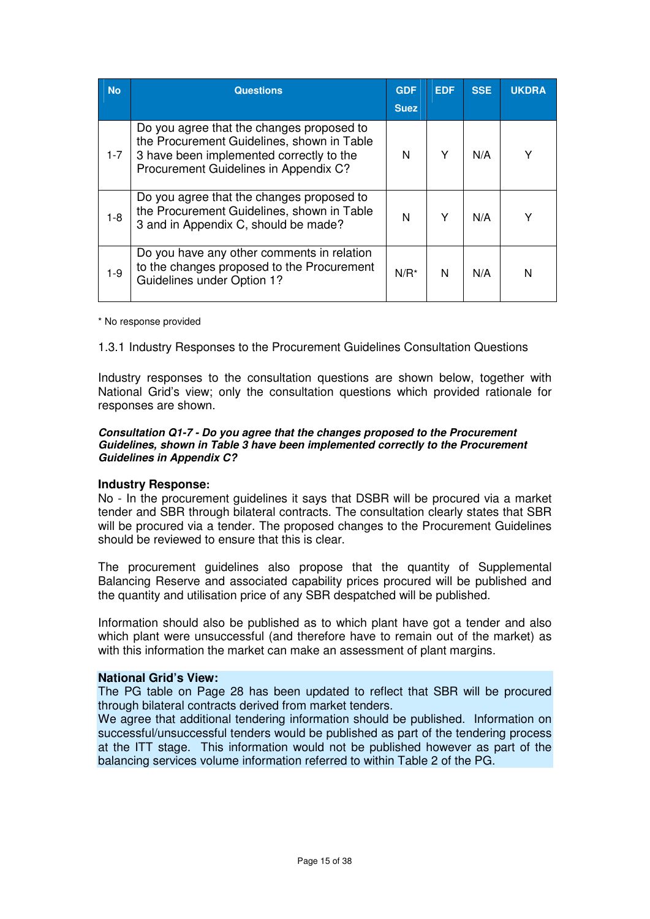| No | Questions | GDF Suez | EDF | SSE | UKDRA |
|---|---|---|---|---|---|
| 1-7 | Do you agree that the changes proposed to the Procurement Guidelines, shown in Table 3 have been implemented correctly to the Procurement Guidelines in Appendix C? | N | Y | N/A | Y |
| 1-8 | Do you agree that the changes proposed to the Procurement Guidelines, shown in Table 3 and in Appendix C, should be made? | N | Y | N/A | Y |
| 1-9 | Do you have any other comments in relation to the changes proposed to the Procurement Guidelines under Option 1? | N/R* | N | N/A | N |

\* No response provided

1.3.1 Industry Responses to the Procurement Guidelines Consultation Questions

Industry responses to the consultation questions are shown below, together with National Grid's view; only the consultation questions which provided rationale for responses are shown.

***Consultation Q1-7 - Do you agree that the changes proposed to the Procurement Guidelines, shown in Table 3 have been implemented correctly to the Procurement Guidelines in Appendix C?***

**Industry Response:**
No - In the procurement guidelines it says that DSBR will be procured via a market tender and SBR through bilateral contracts. The consultation clearly states that SBR will be procured via a tender. The proposed changes to the Procurement Guidelines should be reviewed to ensure that this is clear.

The procurement guidelines also propose that the quantity of Supplemental Balancing Reserve and associated capability prices procured will be published and the quantity and utilisation price of any SBR despatched will be published.

Information should also be published as to which plant have got a tender and also which plant were unsuccessful (and therefore have to remain out of the market) as with this information the market can make an assessment of plant margins.

**National Grid's View:**
The PG table on Page 28 has been updated to reflect that SBR will be procured through bilateral contracts derived from market tenders.
We agree that additional tendering information should be published. Information on successful/unsuccessful tenders would be published as part of the tendering process at the ITT stage. This information would not be published however as part of the balancing services volume information referred to within Table 2 of the PG.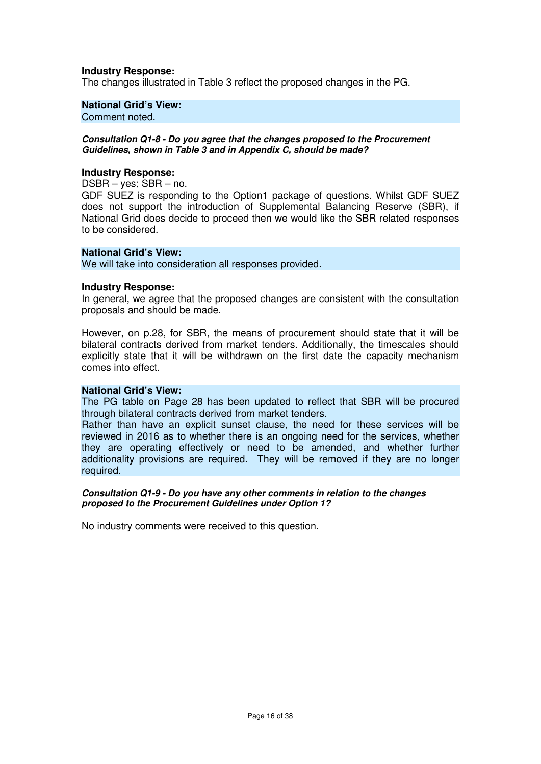**Industry Response:**
The changes illustrated in Table 3 reflect the proposed changes in the PG.

**National Grid's View:**
Comment noted.

***Consultation Q1-8 - Do you agree that the changes proposed to the Procurement Guidelines, shown in Table 3 and in Appendix C, should be made?***

**Industry Response:**
DSBR – yes; SBR – no.
GDF SUEZ is responding to the Option1 package of questions. Whilst GDF SUEZ does not support the introduction of Supplemental Balancing Reserve (SBR), if National Grid does decide to proceed then we would like the SBR related responses to be considered.

**National Grid's View:**
We will take into consideration all responses provided.

**Industry Response:**
In general, we agree that the proposed changes are consistent with the consultation proposals and should be made.

However, on p.28, for SBR, the means of procurement should state that it will be bilateral contracts derived from market tenders. Additionally, the timescales should explicitly state that it will be withdrawn on the first date the capacity mechanism comes into effect.

**National Grid's View:**
The PG table on Page 28 has been updated to reflect that SBR will be procured through bilateral contracts derived from market tenders.
Rather than have an explicit sunset clause, the need for these services will be reviewed in 2016 as to whether there is an ongoing need for the services, whether they are operating effectively or need to be amended, and whether further additionality provisions are required. They will be removed if they are no longer required.

***Consultation Q1-9 - Do you have any other comments in relation to the changes proposed to the Procurement Guidelines under Option 1?***

No industry comments were received to this question.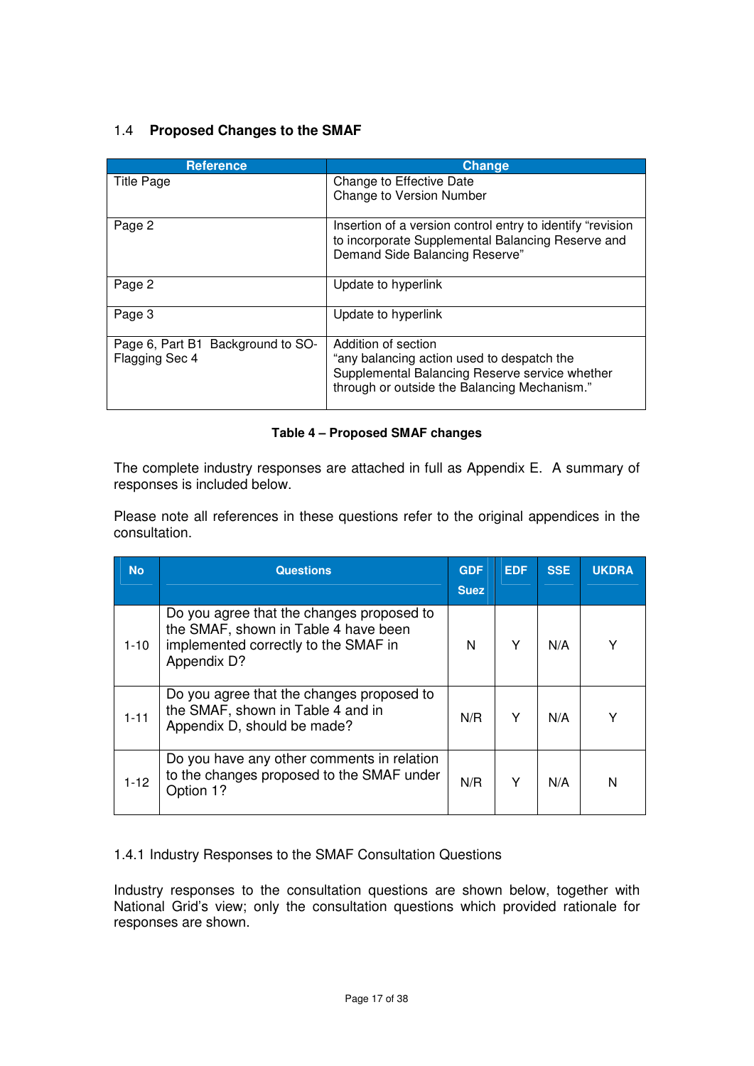### 1.4 Proposed Changes to the SMAF

| Reference | Change |
|---|---|
| Title Page | Change to Effective Date<br>Change to Version Number |
| Page 2 | Insertion of a version control entry to identify "revision to incorporate Supplemental Balancing Reserve and Demand Side Balancing Reserve" |
| Page 2 | Update to hyperlink |
| Page 3 | Update to hyperlink |
| Page 6, Part B1 Background to SO-Flagging Sec 4 | Addition of section<br>"any balancing action used to despatch the Supplemental Balancing Reserve service whether through or outside the Balancing Mechanism." |

**Table 4 – Proposed SMAF changes**

The complete industry responses are attached in full as Appendix E. A summary of responses is included below.

Please note all references in these questions refer to the original appendices in the consultation.

| No | Questions | GDF Suez | EDF | SSE | UKDRA |
|---|---|---|---|---|---|
| 1-10 | Do you agree that the changes proposed to the SMAF, shown in Table 4 have been implemented correctly to the SMAF in Appendix D? | N | Y | N/A | Y |
| 1-11 | Do you agree that the changes proposed to the SMAF, shown in Table 4 and in Appendix D, should be made? | N/R | Y | N/A | Y |
| 1-12 | Do you have any other comments in relation to the changes proposed to the SMAF under Option 1? | N/R | Y | N/A | N |

#### 1.4.1 Industry Responses to the SMAF Consultation Questions

Industry responses to the consultation questions are shown below, together with National Grid's view; only the consultation questions which provided rationale for responses are shown.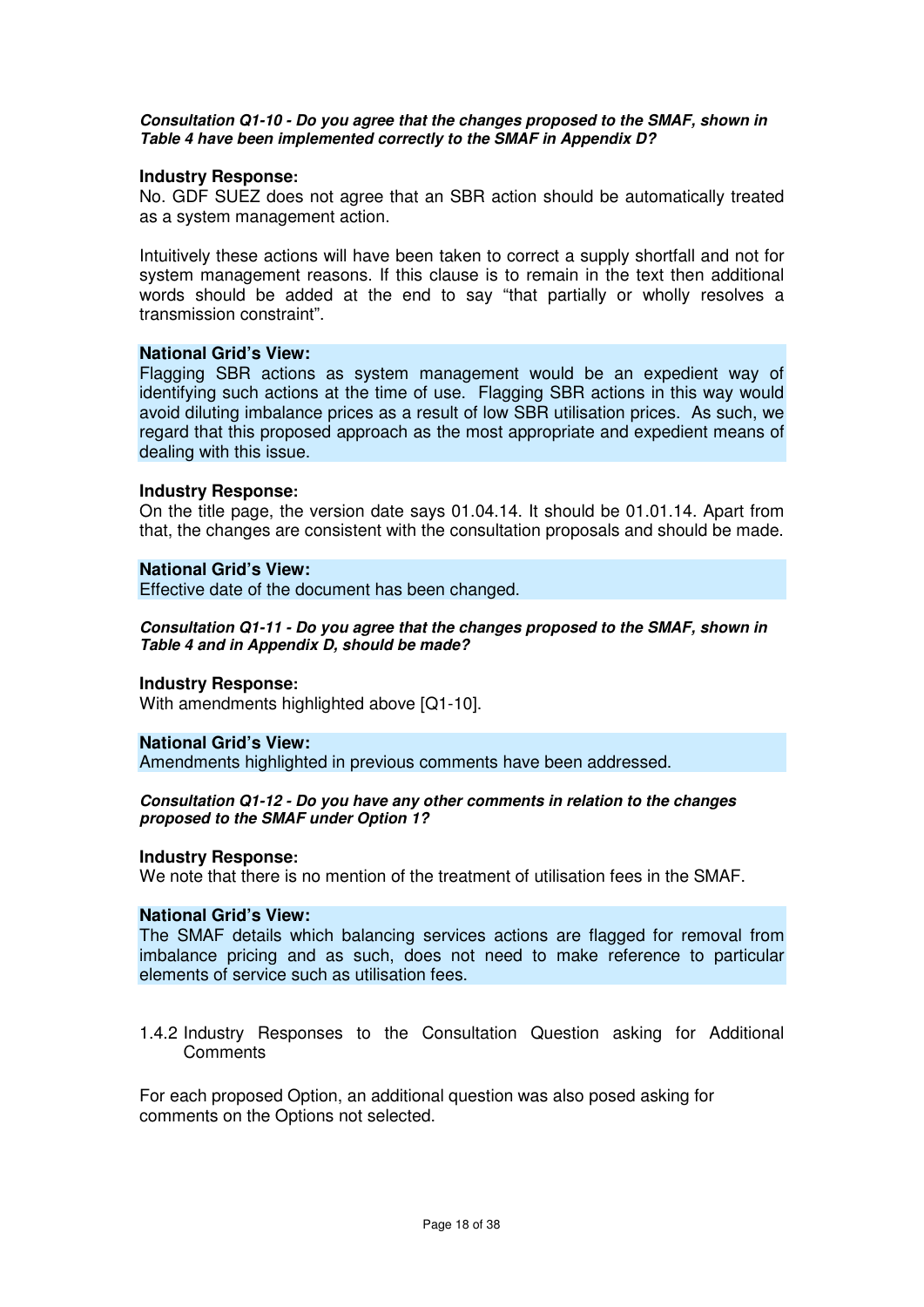***Consultation Q1-10 - Do you agree that the changes proposed to the SMAF, shown in Table 4 have been implemented correctly to the SMAF in Appendix D?***

**Industry Response:**
No. GDF SUEZ does not agree that an SBR action should be automatically treated as a system management action.

Intuitively these actions will have been taken to correct a supply shortfall and not for system management reasons. If this clause is to remain in the text then additional words should be added at the end to say "that partially or wholly resolves a transmission constraint".

**National Grid's View:**
Flagging SBR actions as system management would be an expedient way of identifying such actions at the time of use. Flagging SBR actions in this way would avoid diluting imbalance prices as a result of low SBR utilisation prices. As such, we regard that this proposed approach as the most appropriate and expedient means of dealing with this issue.

**Industry Response:**
On the title page, the version date says 01.04.14. It should be 01.01.14. Apart from that, the changes are consistent with the consultation proposals and should be made.

**National Grid's View:**
Effective date of the document has been changed.

***Consultation Q1-11 - Do you agree that the changes proposed to the SMAF, shown in Table 4 and in Appendix D, should be made?***

**Industry Response:**
With amendments highlighted above [Q1-10].

**National Grid's View:**
Amendments highlighted in previous comments have been addressed.

***Consultation Q1-12 - Do you have any other comments in relation to the changes proposed to the SMAF under Option 1?***

**Industry Response:**
We note that there is no mention of the treatment of utilisation fees in the SMAF.

**National Grid's View:**
The SMAF details which balancing services actions are flagged for removal from imbalance pricing and as such, does not need to make reference to particular elements of service such as utilisation fees.

### 1.4.2 Industry Responses to the Consultation Question asking for Additional Comments

For each proposed Option, an additional question was also posed asking for comments on the Options not selected.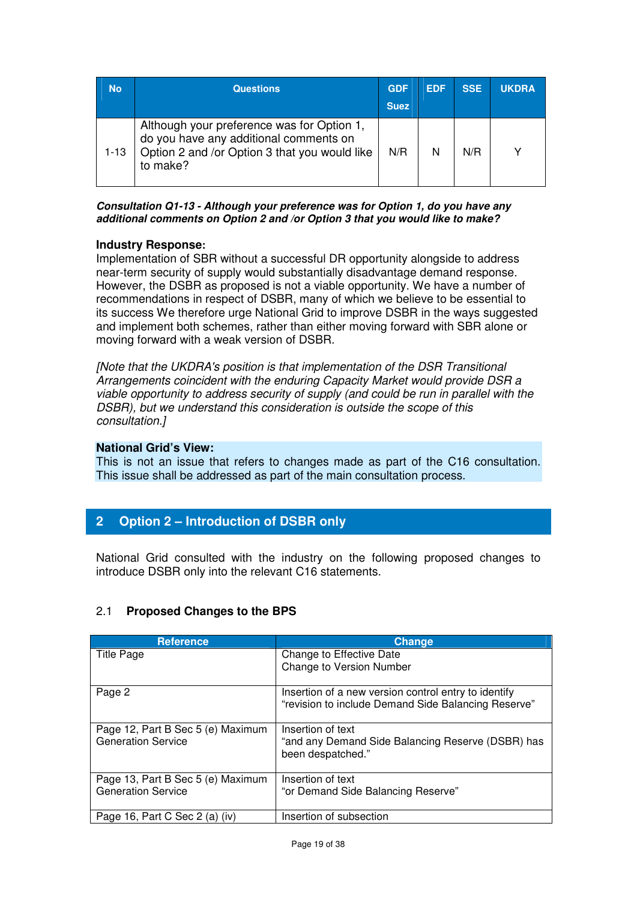| No | Questions | GDF Suez | EDF | SSE | UKDRA |
|---|---|---|---|---|---|
| 1-13 | Although your preference was for Option 1, do you have any additional comments on Option 2 and /or Option 3 that you would like to make? | N/R | N | N/R | Y |

***Consultation Q1-13 - Although your preference was for Option 1, do you have any additional comments on Option 2 and /or Option 3 that you would like to make?***

**Industry Response:**
Implementation of SBR without a successful DR opportunity alongside to address near-term security of supply would substantially disadvantage demand response. However, the DSBR as proposed is not a viable opportunity. We have a number of recommendations in respect of DSBR, many of which we believe to be essential to its success We therefore urge National Grid to improve DSBR in the ways suggested and implement both schemes, rather than either moving forward with SBR alone or moving forward with a weak version of DSBR.

*[Note that the UKDRA's position is that implementation of the DSR Transitional Arrangements coincident with the enduring Capacity Market would provide DSR a viable opportunity to address security of supply (and could be run in parallel with the DSBR), but we understand this consideration is outside the scope of this consultation.]*

**National Grid's View:**
This is not an issue that refers to changes made as part of the C16 consultation. This issue shall be addressed as part of the main consultation process.

# 2 Option 2 – Introduction of DSBR only

National Grid consulted with the industry on the following proposed changes to introduce DSBR only into the relevant C16 statements.

## 2.1 Proposed Changes to the BPS

| Reference | Change |
|---|---|
| Title Page | Change to Effective Date<br>Change to Version Number |
| Page 2 | Insertion of a new version control entry to identify "revision to include Demand Side Balancing Reserve" |
| Page 12, Part B Sec 5 (e) Maximum Generation Service | Insertion of text<br>"and any Demand Side Balancing Reserve (DSBR) has been despatched." |
| Page 13, Part B Sec 5 (e) Maximum Generation Service | Insertion of text<br>"or Demand Side Balancing Reserve" |
| Page 16, Part C Sec 2 (a) (iv) | Insertion of subsection |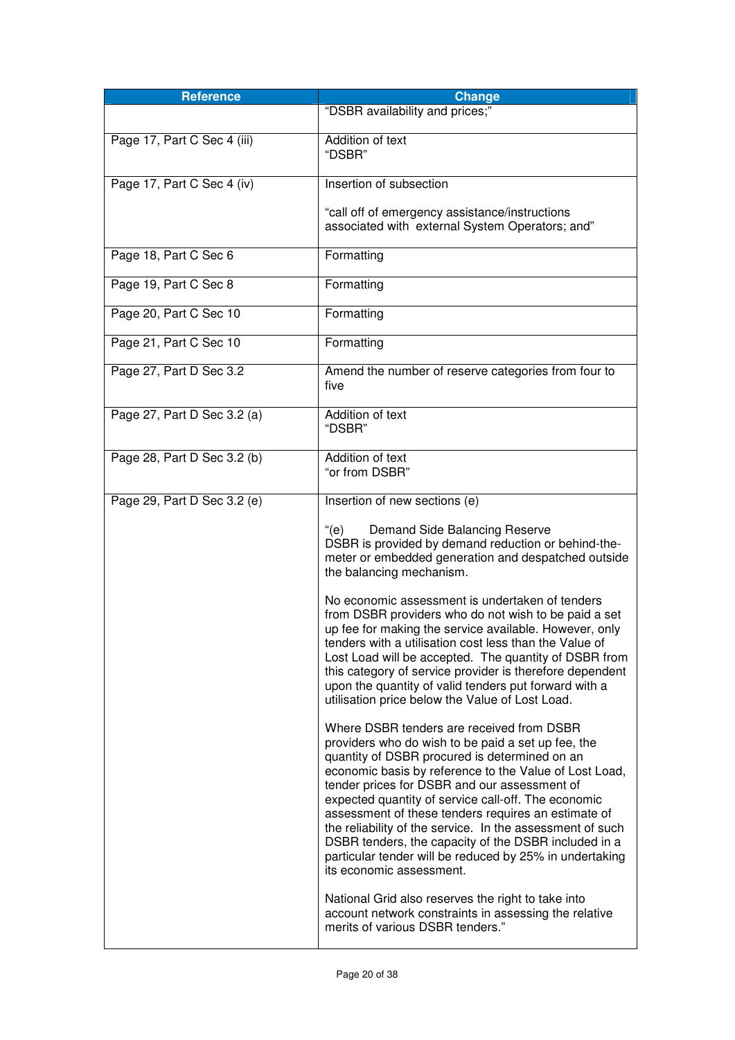| Reference | Change |
|---|---|
| | "DSBR availability and prices;" |
| Page 17, Part C Sec 4 (iii) | Addition of text<br>"DSBR" |
| Page 17, Part C Sec 4 (iv) | Insertion of subsection<br><br>"call off of emergency assistance/instructions associated with external System Operators; and" |
| Page 18, Part C Sec 6 | Formatting |
| Page 19, Part C Sec 8 | Formatting |
| Page 20, Part C Sec 10 | Formatting |
| Page 21, Part C Sec 10 | Formatting |
| Page 27, Part D Sec 3.2 | Amend the number of reserve categories from four to five |
| Page 27, Part D Sec 3.2 (a) | Addition of text<br>"DSBR" |
| Page 28, Part D Sec 3.2 (b) | Addition of text<br>"or from DSBR" |
| Page 29, Part D Sec 3.2 (e) | Insertion of new sections (e)<br><br>"(e) Demand Side Balancing Reserve<br>DSBR is provided by demand reduction or behind-the-meter or embedded generation and despatched outside the balancing mechanism.<br><br>No economic assessment is undertaken of tenders from DSBR providers who do not wish to be paid a set up fee for making the service available. However, only tenders with a utilisation cost less than the Value of Lost Load will be accepted. The quantity of DSBR from this category of service provider is therefore dependent upon the quantity of valid tenders put forward with a utilisation price below the Value of Lost Load.<br><br>Where DSBR tenders are received from DSBR providers who do wish to be paid a set up fee, the quantity of DSBR procured is determined on an economic basis by reference to the Value of Lost Load, tender prices for DSBR and our assessment of expected quantity of service call-off. The economic assessment of these tenders requires an estimate of the reliability of the service. In the assessment of such DSBR tenders, the capacity of the DSBR included in a particular tender will be reduced by 25% in undertaking its economic assessment.<br><br>National Grid also reserves the right to take into account network constraints in assessing the relative merits of various DSBR tenders." |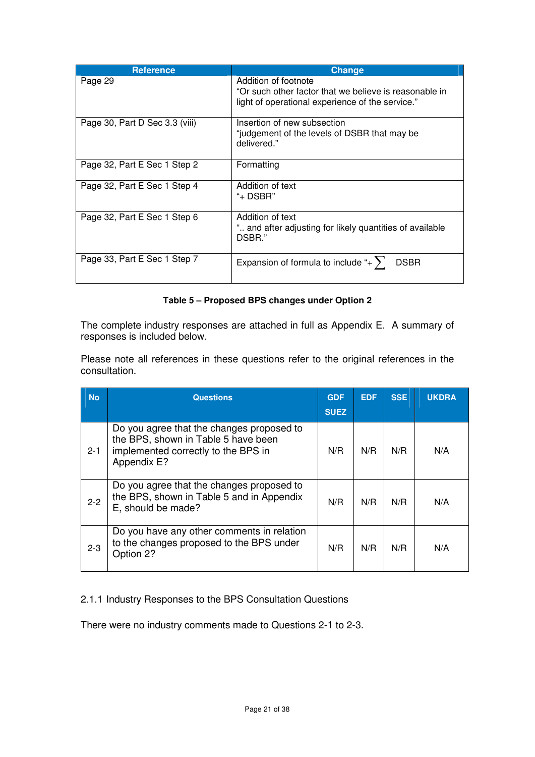| Reference | Change |
|---|---|
| Page 29 | Addition of footnote<br>"Or such other factor that we believe is reasonable in light of operational experience of the service." |
| Page 30, Part D Sec 3.3 (viii) | Insertion of new subsection<br>"judgement of the levels of DSBR that may be delivered." |
| Page 32, Part E Sec 1 Step 2 | Formatting |
| Page 32, Part E Sec 1 Step 4 | Addition of text<br>"+ DSBR" |
| Page 32, Part E Sec 1 Step 6 | Addition of text<br>".. and after adjusting for likely quantities of available DSBR." |
| Page 33, Part E Sec 1 Step 7 | Expansion of formula to include "+ $\sum$ DSBR |

**Table 5 – Proposed BPS changes under Option 2**

The complete industry responses are attached in full as Appendix E. A summary of responses is included below.

Please note all references in these questions refer to the original references in the consultation.

| No | Questions | GDF SUEZ | EDF | SSE | UKDRA |
|---|---|---|---|---|---|
| 2-1 | Do you agree that the changes proposed to the BPS, shown in Table 5 have been implemented correctly to the BPS in Appendix E? | N/R | N/R | N/R | N/A |
| 2-2 | Do you agree that the changes proposed to the BPS, shown in Table 5 and in Appendix E, should be made? | N/R | N/R | N/R | N/A |
| 2-3 | Do you have any other comments in relation to the changes proposed to the BPS under Option 2? | N/R | N/R | N/R | N/A |

2.1.1 Industry Responses to the BPS Consultation Questions

There were no industry comments made to Questions 2-1 to 2-3.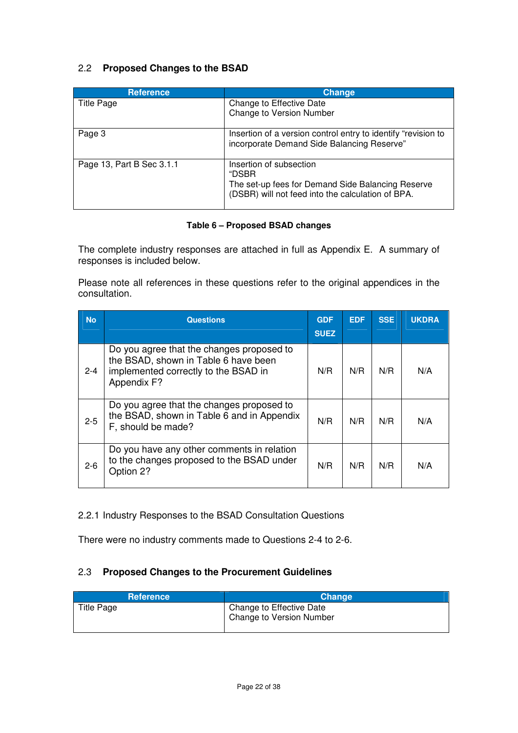## 2.2 Proposed Changes to the BSAD

| Reference | Change |
|---|---|
| Title Page | Change to Effective Date<br>Change to Version Number |
| Page 3 | Insertion of a version control entry to identify "revision to incorporate Demand Side Balancing Reserve" |
| Page 13, Part B Sec 3.1.1 | Insertion of subsection<br>"DSBR<br>The set-up fees for Demand Side Balancing Reserve (DSBR) will not feed into the calculation of BPA. |

**Table 6 – Proposed BSAD changes**

The complete industry responses are attached in full as Appendix E. A summary of responses is included below.

Please note all references in these questions refer to the original appendices in the consultation.

| No | Questions | GDF SUEZ | EDF | SSE | UKDRA |
|---|---|---|---|---|---|
| 2-4 | Do you agree that the changes proposed to the BSAD, shown in Table 6 have been implemented correctly to the BSAD in Appendix F? | N/R | N/R | N/R | N/A |
| 2-5 | Do you agree that the changes proposed to the BSAD, shown in Table 6 and in Appendix F, should be made? | N/R | N/R | N/R | N/A |
| 2-6 | Do you have any other comments in relation to the changes proposed to the BSAD under Option 2? | N/R | N/R | N/R | N/A |

### 2.2.1 Industry Responses to the BSAD Consultation Questions

There were no industry comments made to Questions 2-4 to 2-6.

## 2.3 Proposed Changes to the Procurement Guidelines

| Reference | Change |
|---|---|
| Title Page | Change to Effective Date<br>Change to Version Number |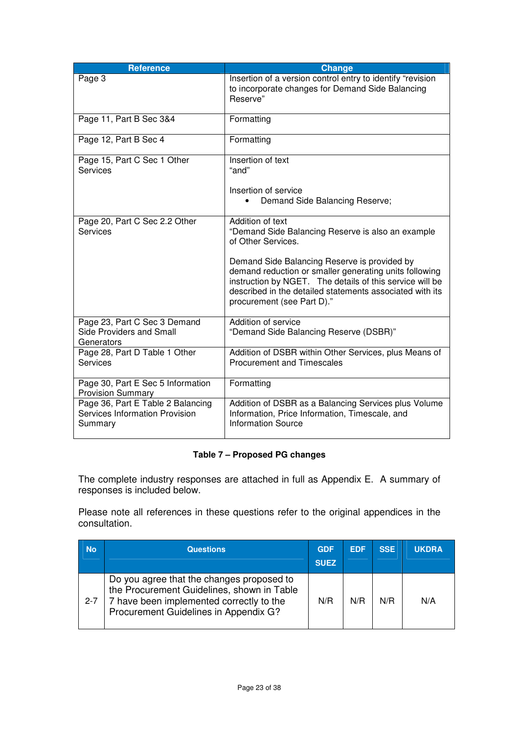| Reference | Change |
|---|---|
| Page 3 | Insertion of a version control entry to identify "revision to incorporate changes for Demand Side Balancing Reserve" |
| Page 11, Part B Sec 3&4 | Formatting |
| Page 12, Part B Sec 4 | Formatting |
| Page 15, Part C Sec 1 Other Services | Insertion of text<br>"and"<br><br>Insertion of service<br>• Demand Side Balancing Reserve; |
| Page 20, Part C Sec 2.2 Other Services | Addition of text<br>"Demand Side Balancing Reserve is also an example of Other Services.<br><br>Demand Side Balancing Reserve is provided by demand reduction or smaller generating units following instruction by NGET. The details of this service will be described in the detailed statements associated with its procurement (see Part D)." |
| Page 23, Part C Sec 3 Demand Side Providers and Small Generators | Addition of service<br>"Demand Side Balancing Reserve (DSBR)" |
| Page 28, Part D Table 1 Other Services | Addition of DSBR within Other Services, plus Means of Procurement and Timescales |
| Page 30, Part E Sec 5 Information Provision Summary | Formatting |
| Page 36, Part E Table 2 Balancing Services Information Provision Summary | Addition of DSBR as a Balancing Services plus Volume Information, Price Information, Timescale, and Information Source |

**Table 7 – Proposed PG changes**

The complete industry responses are attached in full as Appendix E. A summary of responses is included below.

Please note all references in these questions refer to the original appendices in the consultation.

| No | Questions | GDF SUEZ | EDF | SSE | UKDRA |
|---|---|---|---|---|---|
| 2-7 | Do you agree that the changes proposed to the Procurement Guidelines, shown in Table 7 have been implemented correctly to the Procurement Guidelines in Appendix G? | N/R | N/R | N/R | N/A |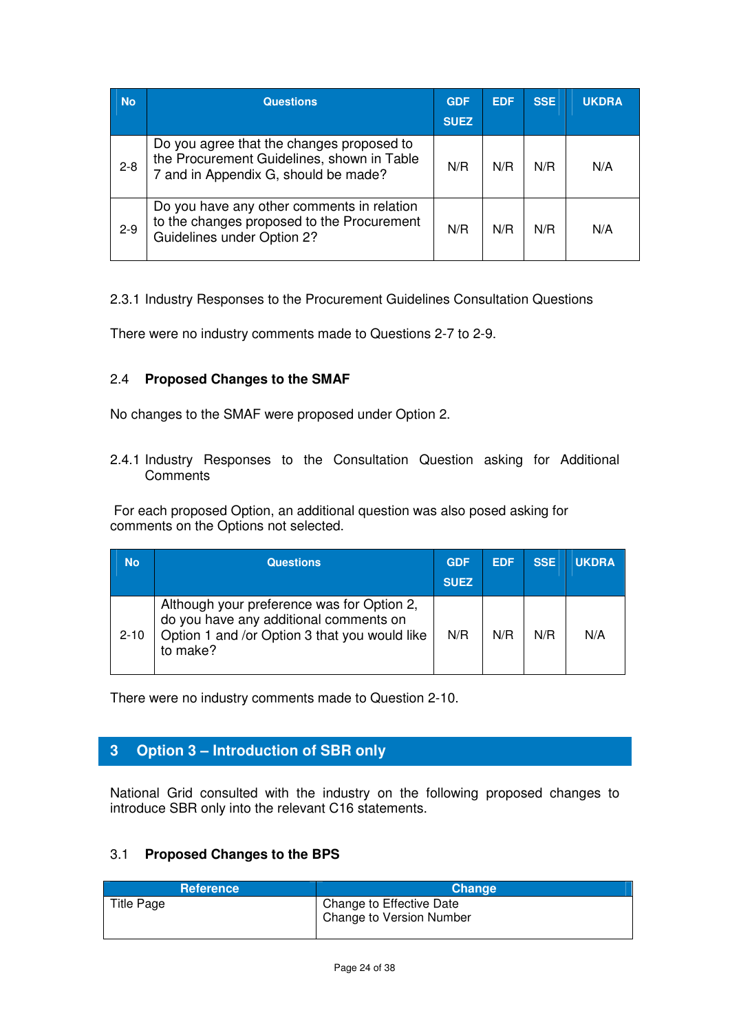| No | Questions | GDF SUEZ | EDF | SSE | UKDRA |
|---|---|---|---|---|---|
| 2-8 | Do you agree that the changes proposed to the Procurement Guidelines, shown in Table 7 and in Appendix G, should be made? | N/R | N/R | N/R | N/A |
| 2-9 | Do you have any other comments in relation to the changes proposed to the Procurement Guidelines under Option 2? | N/R | N/R | N/R | N/A |

2.3.1 Industry Responses to the Procurement Guidelines Consultation Questions

There were no industry comments made to Questions 2-7 to 2-9.

### 2.4 **Proposed Changes to the SMAF**

No changes to the SMAF were proposed under Option 2.

2.4.1 Industry Responses to the Consultation Question asking for Additional Comments

For each proposed Option, an additional question was also posed asking for comments on the Options not selected.

| No | Questions | GDF SUEZ | EDF | SSE | UKDRA |
|---|---|---|---|---|---|
| 2-10 | Although your preference was for Option 2, do you have any additional comments on Option 1 and /or Option 3 that you would like to make? | N/R | N/R | N/R | N/A |

There were no industry comments made to Question 2-10.

## 3 Option 3 – Introduction of SBR only

National Grid consulted with the industry on the following proposed changes to introduce SBR only into the relevant C16 statements.

### 3.1 **Proposed Changes to the BPS**

| Reference | Change |
|---|---|
| Title Page | Change to Effective Date<br>Change to Version Number |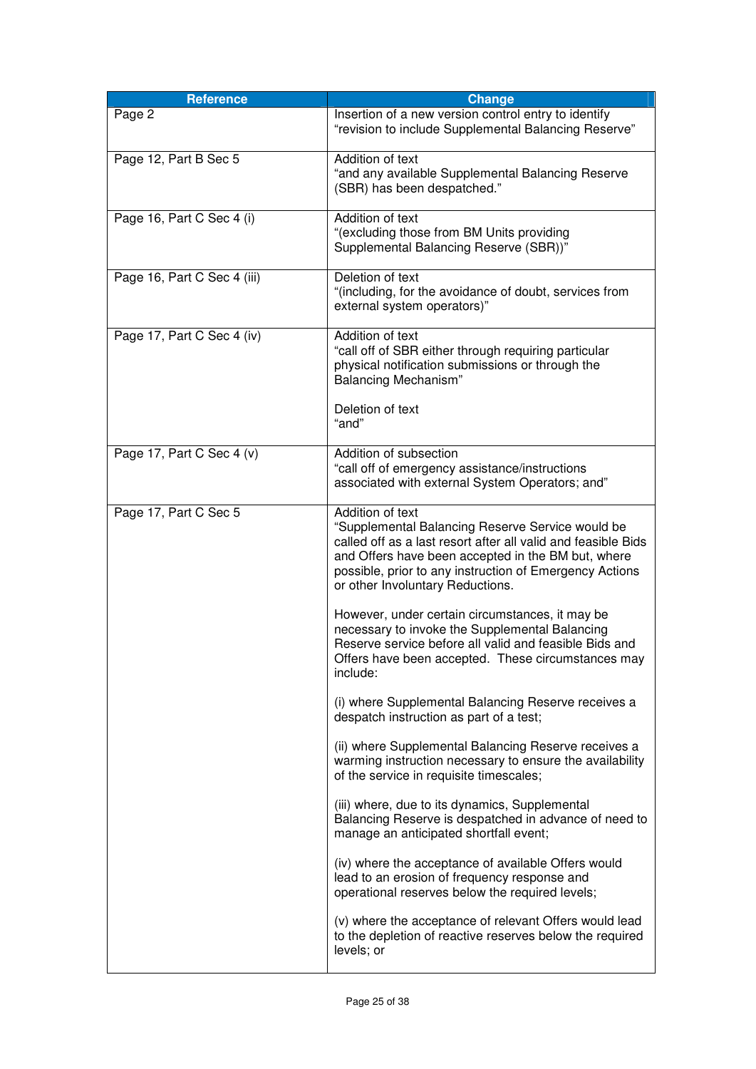| Reference | Change |
|---|---|
| Page 2 | Insertion of a new version control entry to identify "revision to include Supplemental Balancing Reserve" |
| Page 12, Part B Sec 5 | Addition of text<br>"and any available Supplemental Balancing Reserve (SBR) has been despatched." |
| Page 16, Part C Sec 4 (i) | Addition of text<br>"(excluding those from BM Units providing Supplemental Balancing Reserve (SBR))" |
| Page 16, Part C Sec 4 (iii) | Deletion of text<br>"(including, for the avoidance of doubt, services from external system operators)" |
| Page 17, Part C Sec 4 (iv) | Addition of text<br>"call off of SBR either through requiring particular physical notification submissions or through the Balancing Mechanism"<br><br>Deletion of text<br>"and" |
| Page 17, Part C Sec 4 (v) | Addition of subsection<br>"call off of emergency assistance/instructions associated with external System Operators; and" |
| Page 17, Part C Sec 5 | Addition of text<br>"Supplemental Balancing Reserve Service would be called off as a last resort after all valid and feasible Bids and Offers have been accepted in the BM but, where possible, prior to any instruction of Emergency Actions or other Involuntary Reductions.<br><br>However, under certain circumstances, it may be necessary to invoke the Supplemental Balancing Reserve service before all valid and feasible Bids and Offers have been accepted. These circumstances may include:<br><br>(i) where Supplemental Balancing Reserve receives a despatch instruction as part of a test;<br><br>(ii) where Supplemental Balancing Reserve receives a warming instruction necessary to ensure the availability of the service in requisite timescales;<br><br>(iii) where, due to its dynamics, Supplemental Balancing Reserve is despatched in advance of need to manage an anticipated shortfall event;<br><br>(iv) where the acceptance of available Offers would lead to an erosion of frequency response and operational reserves below the required levels;<br><br>(v) where the acceptance of relevant Offers would lead to the depletion of reactive reserves below the required levels; or |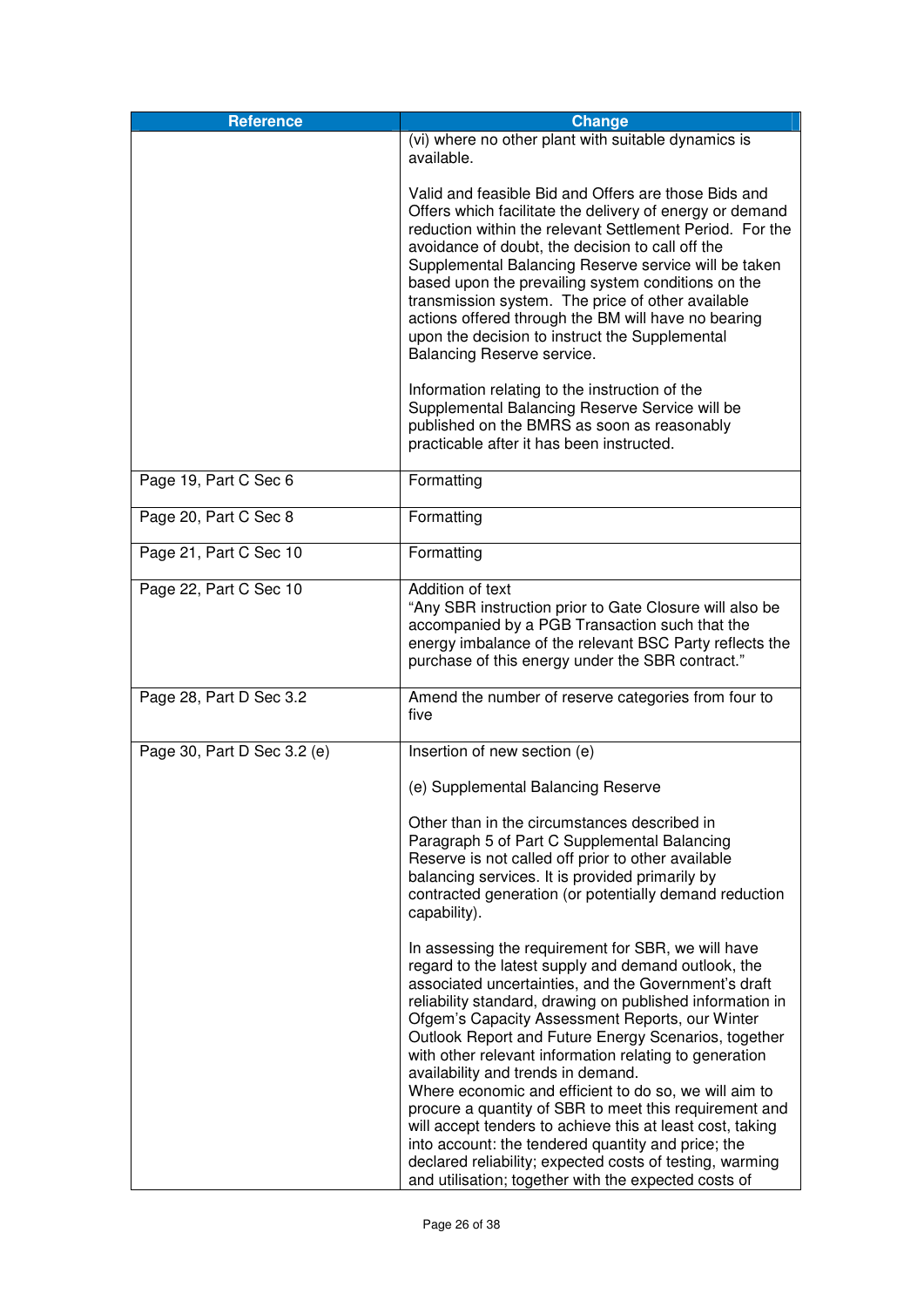| Reference | Change |
| --- | --- |
| | (vi) where no other plant with suitable dynamics is available.<br><br>Valid and feasible Bid and Offers are those Bids and Offers which facilitate the delivery of energy or demand reduction within the relevant Settlement Period. For the avoidance of doubt, the decision to call off the Supplemental Balancing Reserve service will be taken based upon the prevailing system conditions on the transmission system. The price of other available actions offered through the BM will have no bearing upon the decision to instruct the Supplemental Balancing Reserve service.<br><br>Information relating to the instruction of the Supplemental Balancing Reserve Service will be published on the BMRS as soon as reasonably practicable after it has been instructed. |
| Page 19, Part C Sec 6 | Formatting |
| Page 20, Part C Sec 8 | Formatting |
| Page 21, Part C Sec 10 | Formatting |
| Page 22, Part C Sec 10 | Addition of text<br>"Any SBR instruction prior to Gate Closure will also be accompanied by a PGB Transaction such that the energy imbalance of the relevant BSC Party reflects the purchase of this energy under the SBR contract." |
| Page 28, Part D Sec 3.2 | Amend the number of reserve categories from four to five |
| Page 30, Part D Sec 3.2 (e) | Insertion of new section (e)<br><br>(e) Supplemental Balancing Reserve<br><br>Other than in the circumstances described in Paragraph 5 of Part C Supplemental Balancing Reserve is not called off prior to other available balancing services. It is provided primarily by contracted generation (or potentially demand reduction capability).<br><br>In assessing the requirement for SBR, we will have regard to the latest supply and demand outlook, the associated uncertainties, and the Government's draft reliability standard, drawing on published information in Ofgem's Capacity Assessment Reports, our Winter Outlook Report and Future Energy Scenarios, together with other relevant information relating to generation availability and trends in demand.<br>Where economic and efficient to do so, we will aim to procure a quantity of SBR to meet this requirement and will accept tenders to achieve this at least cost, taking into account: the tendered quantity and price; the declared reliability; expected costs of testing, warming and utilisation; together with the expected costs of |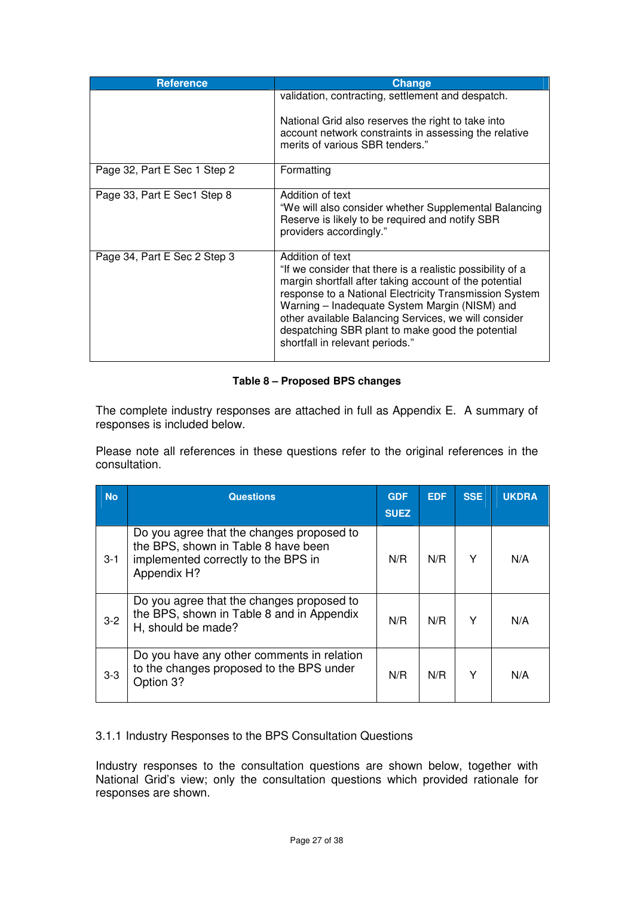| Reference | Change |
|---|---|
| | validation, contracting, settlement and despatch.<br><br>National Grid also reserves the right to take into account network constraints in assessing the relative merits of various SBR tenders.” |
| Page 32, Part E Sec 1 Step 2 | Formatting |
| Page 33, Part E Sec1 Step 8 | Addition of text<br>“We will also consider whether Supplemental Balancing Reserve is likely to be required and notify SBR providers accordingly.” |
| Page 34, Part E Sec 2 Step 3 | Addition of text<br>“If we consider that there is a realistic possibility of a margin shortfall after taking account of the potential response to a National Electricity Transmission System Warning – Inadequate System Margin (NISM) and other available Balancing Services, we will consider despatching SBR plant to make good the potential shortfall in relevant periods.” |

**Table 8 – Proposed BPS changes**

The complete industry responses are attached in full as Appendix E. A summary of responses is included below.

Please note all references in these questions refer to the original references in the consultation.

| No | Questions | GDF SUEZ | EDF | SSE | UKDRA |
|---|---|---|---|---|---|
| 3-1 | Do you agree that the changes proposed to the BPS, shown in Table 8 have been implemented correctly to the BPS in Appendix H? | N/R | N/R | Y | N/A |
| 3-2 | Do you agree that the changes proposed to the BPS, shown in Table 8 and in Appendix H, should be made? | N/R | N/R | Y | N/A |
| 3-3 | Do you have any other comments in relation to the changes proposed to the BPS under Option 3? | N/R | N/R | Y | N/A |

### 3.1.1 Industry Responses to the BPS Consultation Questions

Industry responses to the consultation questions are shown below, together with National Grid’s view; only the consultation questions which provided rationale for responses are shown.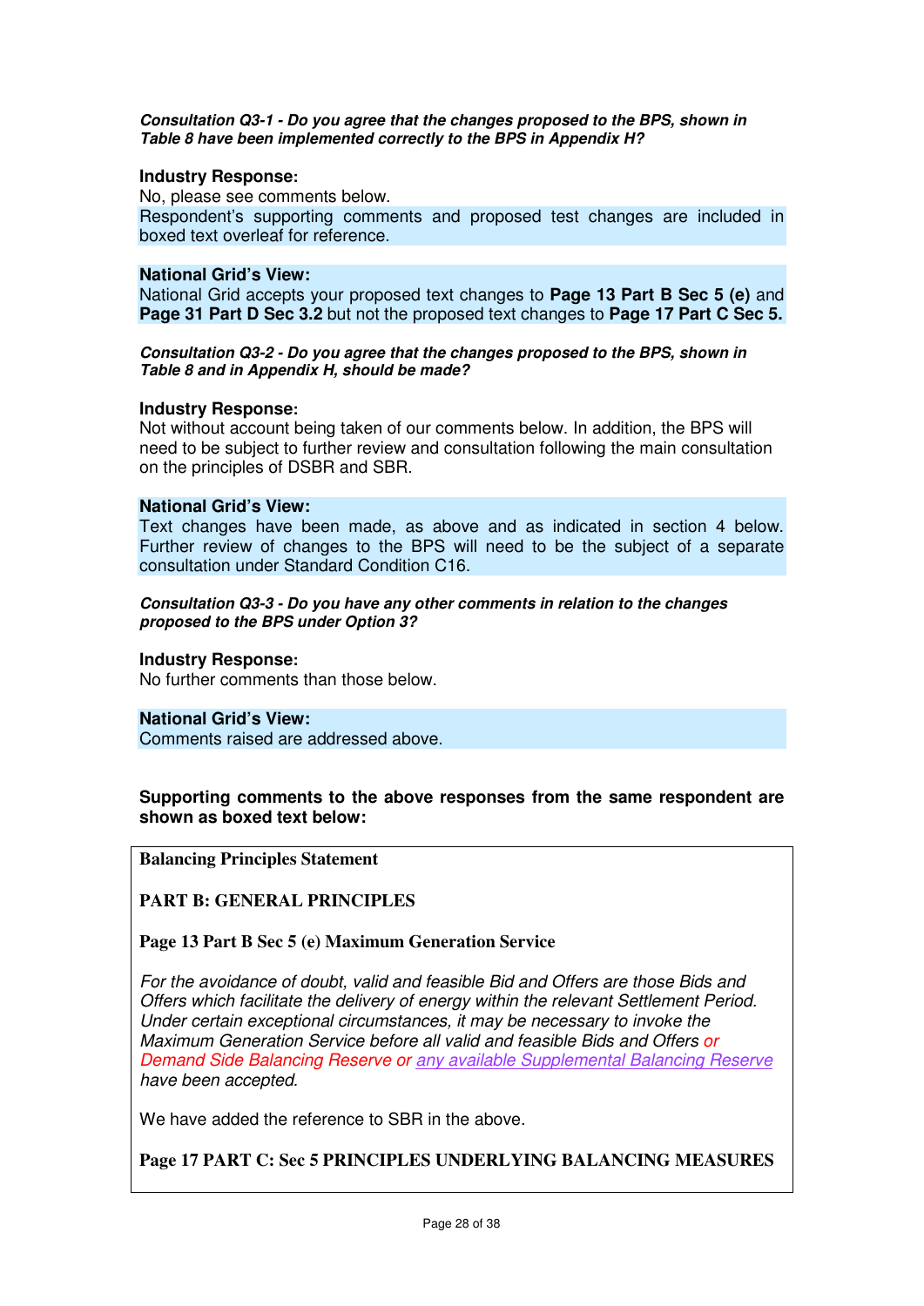***Consultation Q3-1 - Do you agree that the changes proposed to the BPS, shown in Table 8 have been implemented correctly to the BPS in Appendix H?***

**Industry Response:**
No, please see comments below.
Respondent's supporting comments and proposed test changes are included in boxed text overleaf for reference.

**National Grid's View:**
National Grid accepts your proposed text changes to **Page 13 Part B Sec 5 (e)** and **Page 31 Part D Sec 3.2** but not the proposed text changes to **Page 17 Part C Sec 5.**

***Consultation Q3-2 - Do you agree that the changes proposed to the BPS, shown in Table 8 and in Appendix H, should be made?***

**Industry Response:**
Not without account being taken of our comments below. In addition, the BPS will need to be subject to further review and consultation following the main consultation on the principles of DSBR and SBR.

**National Grid's View:**
Text changes have been made, as above and as indicated in section 4 below. Further review of changes to the BPS will need to be the subject of a separate consultation under Standard Condition C16.

***Consultation Q3-3 - Do you have any other comments in relation to the changes proposed to the BPS under Option 3?***

**Industry Response:**
No further comments than those below.

**National Grid's View:**
Comments raised are addressed above.

**Supporting comments to the above responses from the same respondent are shown as boxed text below:**

**Balancing Principles Statement**

**PART B: GENERAL PRINCIPLES**

**Page 13 Part B Sec 5 (e) Maximum Generation Service**

*For the avoidance of doubt, valid and feasible Bid and Offers are those Bids and Offers which facilitate the delivery of energy within the relevant Settlement Period. Under certain exceptional circumstances, it may be necessary to invoke the Maximum Generation Service before all valid and feasible Bids and Offers or Demand Side Balancing Reserve or any available Supplemental Balancing Reserve have been accepted.*

We have added the reference to SBR in the above.

**Page 17 PART C: Sec 5 PRINCIPLES UNDERLYING BALANCING MEASURES**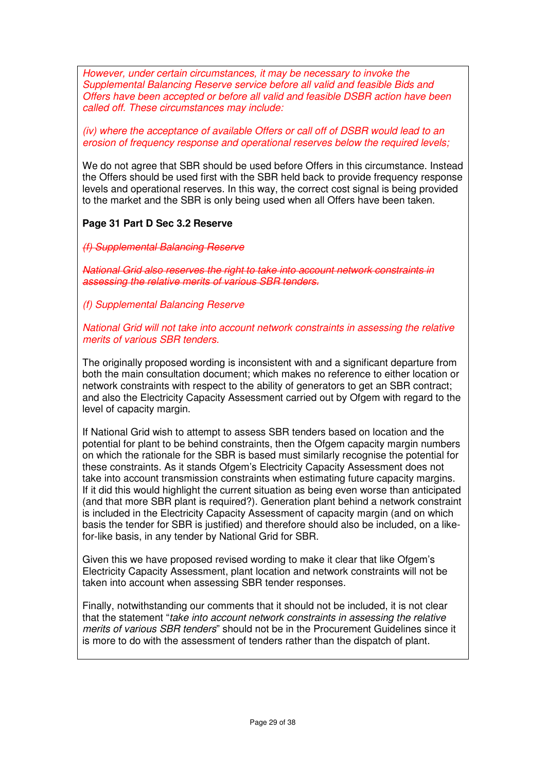*However, under certain circumstances, it may be necessary to invoke the Supplemental Balancing Reserve service before all valid and feasible Bids and Offers have been accepted or before all valid and feasible DSBR action have been called off. These circumstances may include:*

*(iv) where the acceptance of available Offers or call off of DSBR would lead to an erosion of frequency response and operational reserves below the required levels;*

We do not agree that SBR should be used before Offers in this circumstance. Instead the Offers should be used first with the SBR held back to provide frequency response levels and operational reserves. In this way, the correct cost signal is being provided to the market and the SBR is only being used when all Offers have been taken.

**Page 31 Part D Sec 3.2 Reserve**

*~~(f) Supplemental Balancing Reserve~~*

*~~National Grid also reserves the right to take into account network constraints in assessing the relative merits of various SBR tenders.~~*

*(f) Supplemental Balancing Reserve*

*National Grid will not take into account network constraints in assessing the relative merits of various SBR tenders.*

The originally proposed wording is inconsistent with and a significant departure from both the main consultation document; which makes no reference to either location or network constraints with respect to the ability of generators to get an SBR contract; and also the Electricity Capacity Assessment carried out by Ofgem with regard to the level of capacity margin.

If National Grid wish to attempt to assess SBR tenders based on location and the potential for plant to be behind constraints, then the Ofgem capacity margin numbers on which the rationale for the SBR is based must similarly recognise the potential for these constraints. As it stands Ofgem's Electricity Capacity Assessment does not take into account transmission constraints when estimating future capacity margins. If it did this would highlight the current situation as being even worse than anticipated (and that more SBR plant is required?). Generation plant behind a network constraint is included in the Electricity Capacity Assessment of capacity margin (and on which basis the tender for SBR is justified) and therefore should also be included, on a like-for-like basis, in any tender by National Grid for SBR.

Given this we have proposed revised wording to make it clear that like Ofgem's Electricity Capacity Assessment, plant location and network constraints will not be taken into account when assessing SBR tender responses.

Finally, notwithstanding our comments that it should not be included, it is not clear that the statement "*take into account network constraints in assessing the relative merits of various SBR tenders*" should not be in the Procurement Guidelines since it is more to do with the assessment of tenders rather than the dispatch of plant.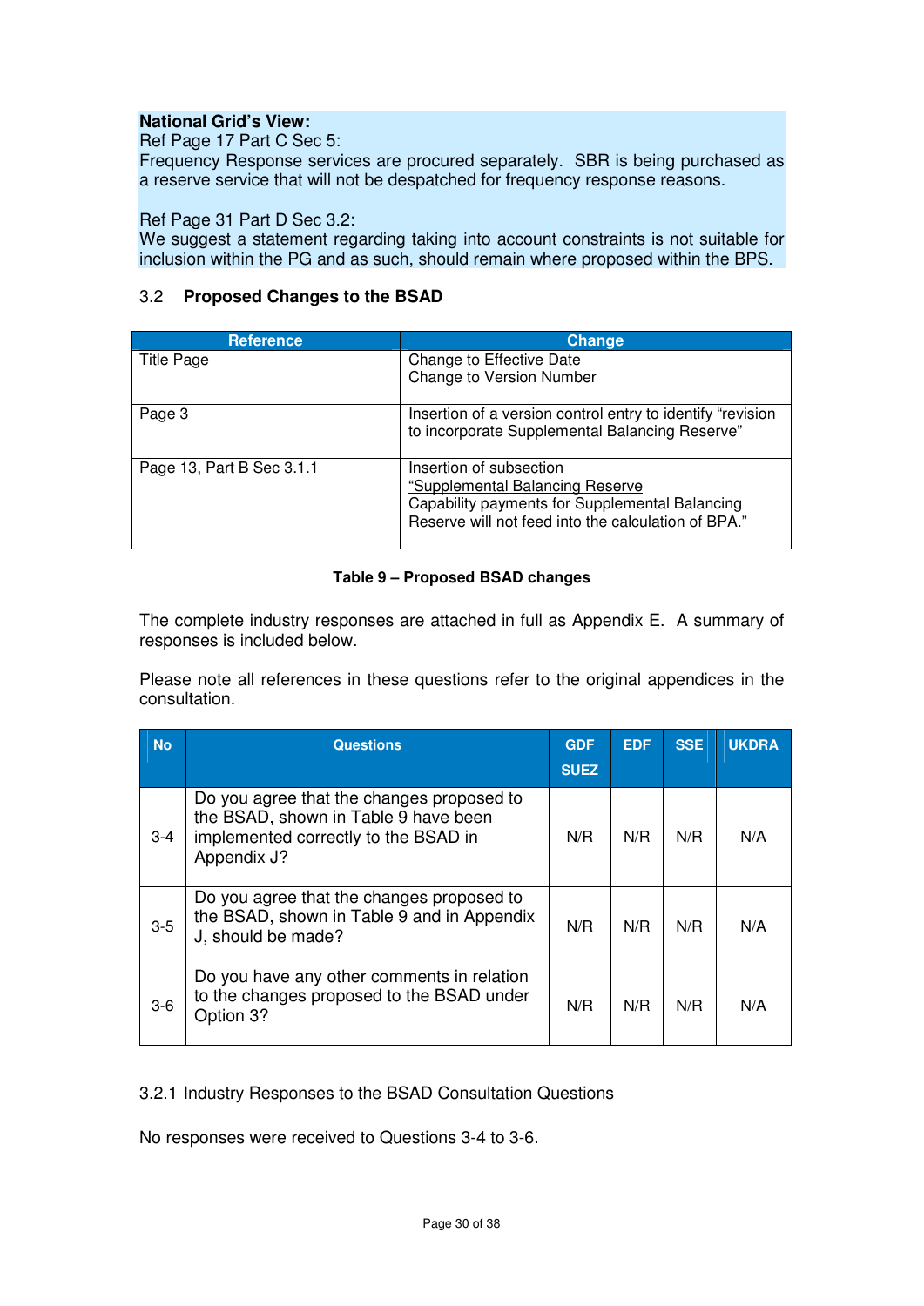**National Grid's View:**
Ref Page 17 Part C Sec 5:
Frequency Response services are procured separately. SBR is being purchased as a reserve service that will not be despatched for frequency response reasons.

Ref Page 31 Part D Sec 3.2:
We suggest a statement regarding taking into account constraints is not suitable for inclusion within the PG and as such, should remain where proposed within the BPS.

## 3.2 Proposed Changes to the BSAD

| Reference | Change |
|---|---|
| Title Page | Change to Effective Date<br>Change to Version Number |
| Page 3 | Insertion of a version control entry to identify "revision to incorporate Supplemental Balancing Reserve" |
| Page 13, Part B Sec 3.1.1 | Insertion of subsection<br>"Supplemental Balancing Reserve<br>Capability payments for Supplemental Balancing Reserve will not feed into the calculation of BPA." |

**Table 9 – Proposed BSAD changes**

The complete industry responses are attached in full as Appendix E. A summary of responses is included below.

Please note all references in these questions refer to the original appendices in the consultation.

| No | Questions | GDF SUEZ | EDF | SSE | UKDRA |
|---|---|---|---|---|---|
| 3-4 | Do you agree that the changes proposed to the BSAD, shown in Table 9 have been implemented correctly to the BSAD in Appendix J? | N/R | N/R | N/R | N/A |
| 3-5 | Do you agree that the changes proposed to the BSAD, shown in Table 9 and in Appendix J, should be made? | N/R | N/R | N/R | N/A |
| 3-6 | Do you have any other comments in relation to the changes proposed to the BSAD under Option 3? | N/R | N/R | N/R | N/A |

### 3.2.1 Industry Responses to the BSAD Consultation Questions

No responses were received to Questions 3-4 to 3-6.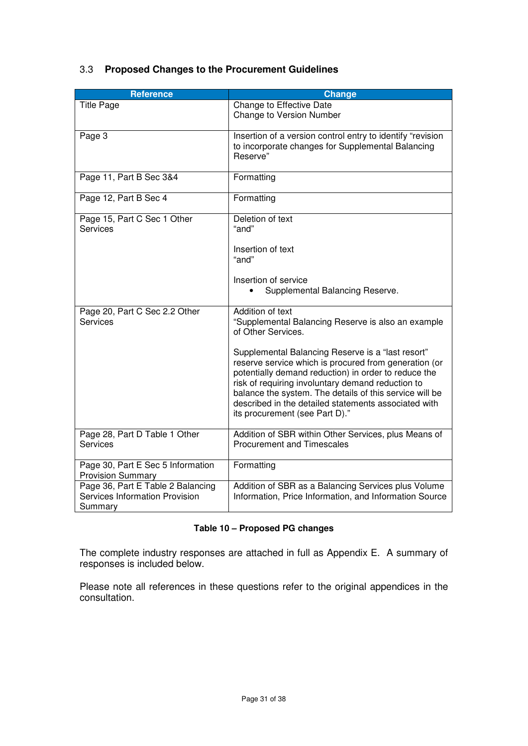## 3.3 Proposed Changes to the Procurement Guidelines

| Reference | Change |
|---|---|
| Title Page | Change to Effective Date<br>Change to Version Number |
| Page 3 | Insertion of a version control entry to identify "revision to incorporate changes for Supplemental Balancing Reserve" |
| Page 11, Part B Sec 3&4 | Formatting |
| Page 12, Part B Sec 4 | Formatting |
| Page 15, Part C Sec 1 Other Services | Deletion of text<br>"and"<br><br>Insertion of text<br>"and"<br><br>Insertion of service<br>• Supplemental Balancing Reserve. |
| Page 20, Part C Sec 2.2 Other Services | Addition of text<br>"Supplemental Balancing Reserve is also an example of Other Services.<br><br>Supplemental Balancing Reserve is a "last resort" reserve service which is procured from generation (or potentially demand reduction) in order to reduce the risk of requiring involuntary demand reduction to balance the system. The details of this service will be described in the detailed statements associated with its procurement (see Part D)." |
| Page 28, Part D Table 1 Other Services | Addition of SBR within Other Services, plus Means of Procurement and Timescales |
| Page 30, Part E Sec 5 Information Provision Summary | Formatting |
| Page 36, Part E Table 2 Balancing Services Information Provision Summary | Addition of SBR as a Balancing Services plus Volume Information, Price Information, and Information Source |

**Table 10 – Proposed PG changes**

The complete industry responses are attached in full as Appendix E. A summary of responses is included below.

Please note all references in these questions refer to the original appendices in the consultation.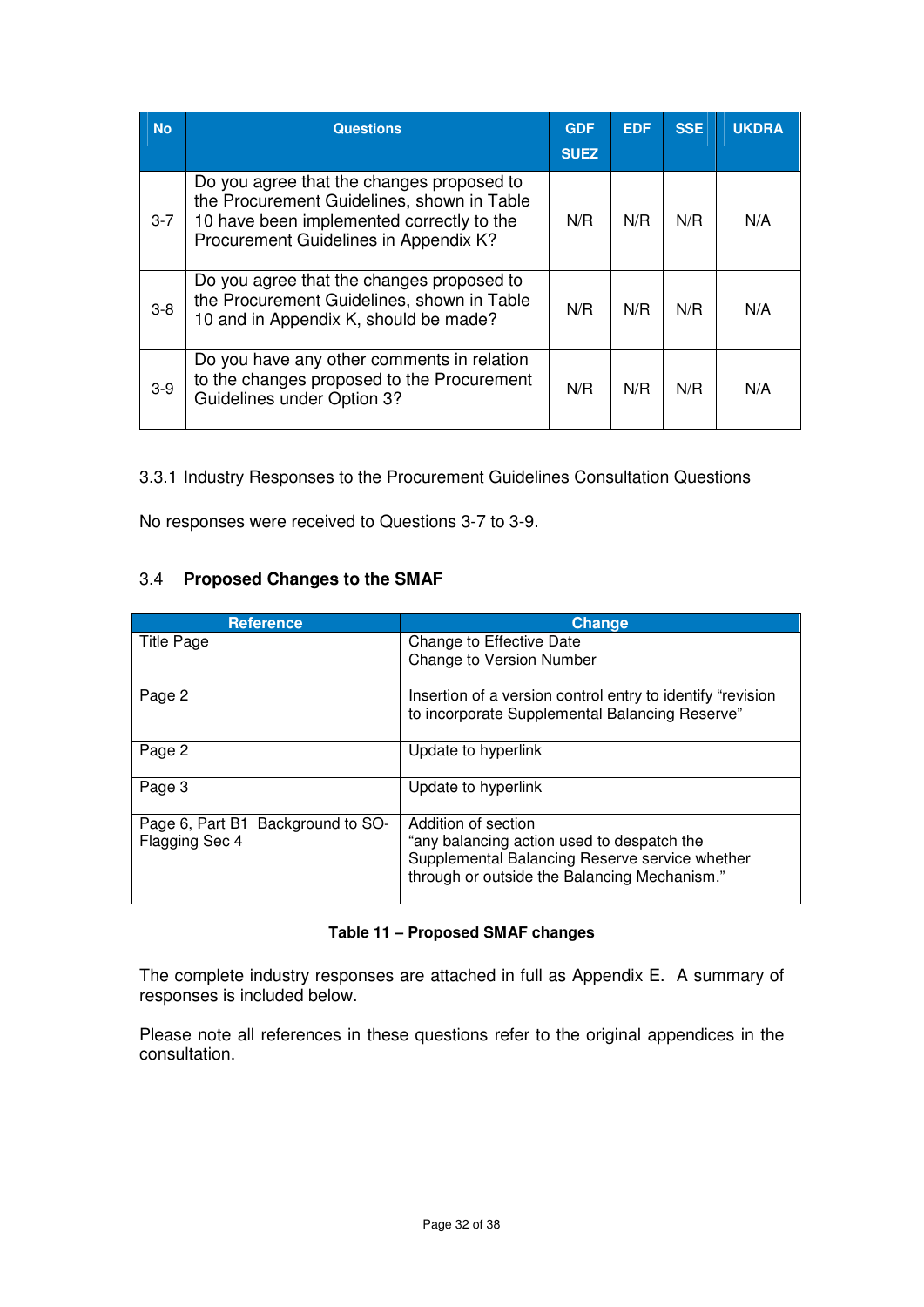| No | Questions | GDF SUEZ | EDF | SSE | UKDRA |
|---|---|---|---|---|---|
| 3-7 | Do you agree that the changes proposed to the Procurement Guidelines, shown in Table 10 have been implemented correctly to the Procurement Guidelines in Appendix K? | N/R | N/R | N/R | N/A |
| 3-8 | Do you agree that the changes proposed to the Procurement Guidelines, shown in Table 10 and in Appendix K, should be made? | N/R | N/R | N/R | N/A |
| 3-9 | Do you have any other comments in relation to the changes proposed to the Procurement Guidelines under Option 3? | N/R | N/R | N/R | N/A |

3.3.1 Industry Responses to the Procurement Guidelines Consultation Questions

No responses were received to Questions 3-7 to 3-9.

## 3.4 Proposed Changes to the SMAF

| Reference | Change |
|---|---|
| Title Page | Change to Effective Date<br>Change to Version Number |
| Page 2 | Insertion of a version control entry to identify "revision to incorporate Supplemental Balancing Reserve" |
| Page 2 | Update to hyperlink |
| Page 3 | Update to hyperlink |
| Page 6, Part B1 Background to SO-Flagging Sec 4 | Addition of section<br>"any balancing action used to despatch the Supplemental Balancing Reserve service whether through or outside the Balancing Mechanism." |

**Table 11 – Proposed SMAF changes**

The complete industry responses are attached in full as Appendix E. A summary of responses is included below.

Please note all references in these questions refer to the original appendices in the consultation.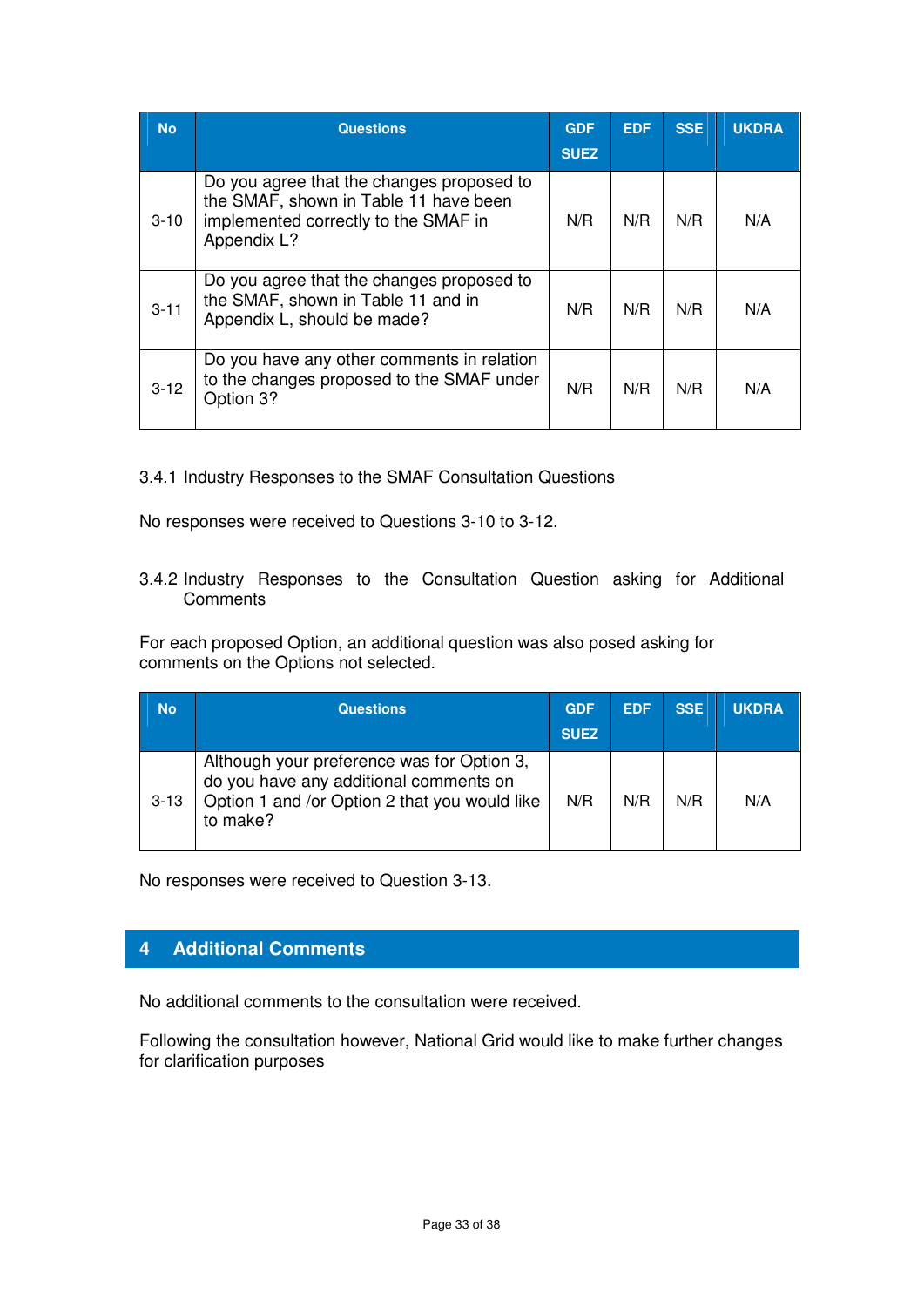| No | Questions | GDF SUEZ | EDF | SSE | UKDRA |
|---|---|---|---|---|---|
| 3-10 | Do you agree that the changes proposed to the SMAF, shown in Table 11 have been implemented correctly to the SMAF in Appendix L? | N/R | N/R | N/R | N/A |
| 3-11 | Do you agree that the changes proposed to the SMAF, shown in Table 11 and in Appendix L, should be made? | N/R | N/R | N/R | N/A |
| 3-12 | Do you have any other comments in relation to the changes proposed to the SMAF under Option 3? | N/R | N/R | N/R | N/A |

### 3.4.1 Industry Responses to the SMAF Consultation Questions

No responses were received to Questions 3-10 to 3-12.

### 3.4.2 Industry Responses to the Consultation Question asking for Additional Comments

For each proposed Option, an additional question was also posed asking for comments on the Options not selected.

| No | Questions | GDF SUEZ | EDF | SSE | UKDRA |
|---|---|---|---|---|---|
| 3-13 | Although your preference was for Option 3, do you have any additional comments on Option 1 and /or Option 2 that you would like to make? | N/R | N/R | N/R | N/A |

No responses were received to Question 3-13.

## 4 Additional Comments

No additional comments to the consultation were received.

Following the consultation however, National Grid would like to make further changes for clarification purposes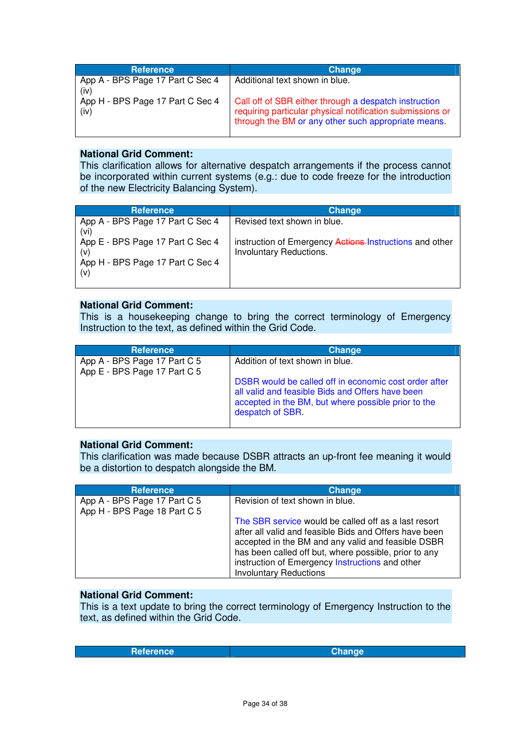| Reference | Change |
|---|---|
| App A - BPS Page 17 Part C Sec 4 (iv)<br>App H - BPS Page 17 Part C Sec 4 (iv) | Additional text shown in blue.<br><br>Call off of SBR either through a despatch instruction requiring particular physical notification submissions or through the BM or any other such appropriate means. |

**National Grid Comment:**
This clarification allows for alternative despatch arrangements if the process cannot be incorporated within current systems (e.g.: due to code freeze for the introduction of the new Electricity Balancing System).

| Reference | Change |
|---|---|
| App A - BPS Page 17 Part C Sec 4 (vi)<br>App E - BPS Page 17 Part C Sec 4 (v)<br>App H - BPS Page 17 Part C Sec 4 (v) | Revised text shown in blue.<br><br>instruction of Emergency ~~Actions~~ Instructions and other Involuntary Reductions. |

**National Grid Comment:**
This is a housekeeping change to bring the correct terminology of Emergency Instruction to the text, as defined within the Grid Code.

| Reference | Change |
|---|---|
| App A - BPS Page 17 Part C 5<br>App E - BPS Page 17 Part C 5 | Addition of text shown in blue.<br><br>DSBR would be called off in economic cost order after all valid and feasible Bids and Offers have been accepted in the BM, but where possible prior to the despatch of SBR. |

**National Grid Comment:**
This clarification was made because DSBR attracts an up-front fee meaning it would be a distortion to despatch alongside the BM.

| Reference | Change |
|---|---|
| App A - BPS Page 17 Part C 5<br>App H - BPS Page 18 Part C 5 | Revision of text shown in blue.<br><br>The SBR service would be called off as a last resort after all valid and feasible Bids and Offers have been accepted in the BM and any valid and feasible DSBR has been called off but, where possible, prior to any instruction of Emergency Instructions and other Involuntary Reductions |

**National Grid Comment:**
This is a text update to bring the correct terminology of Emergency Instruction to the text, as defined within the Grid Code.

| Reference | Change |
|---|---|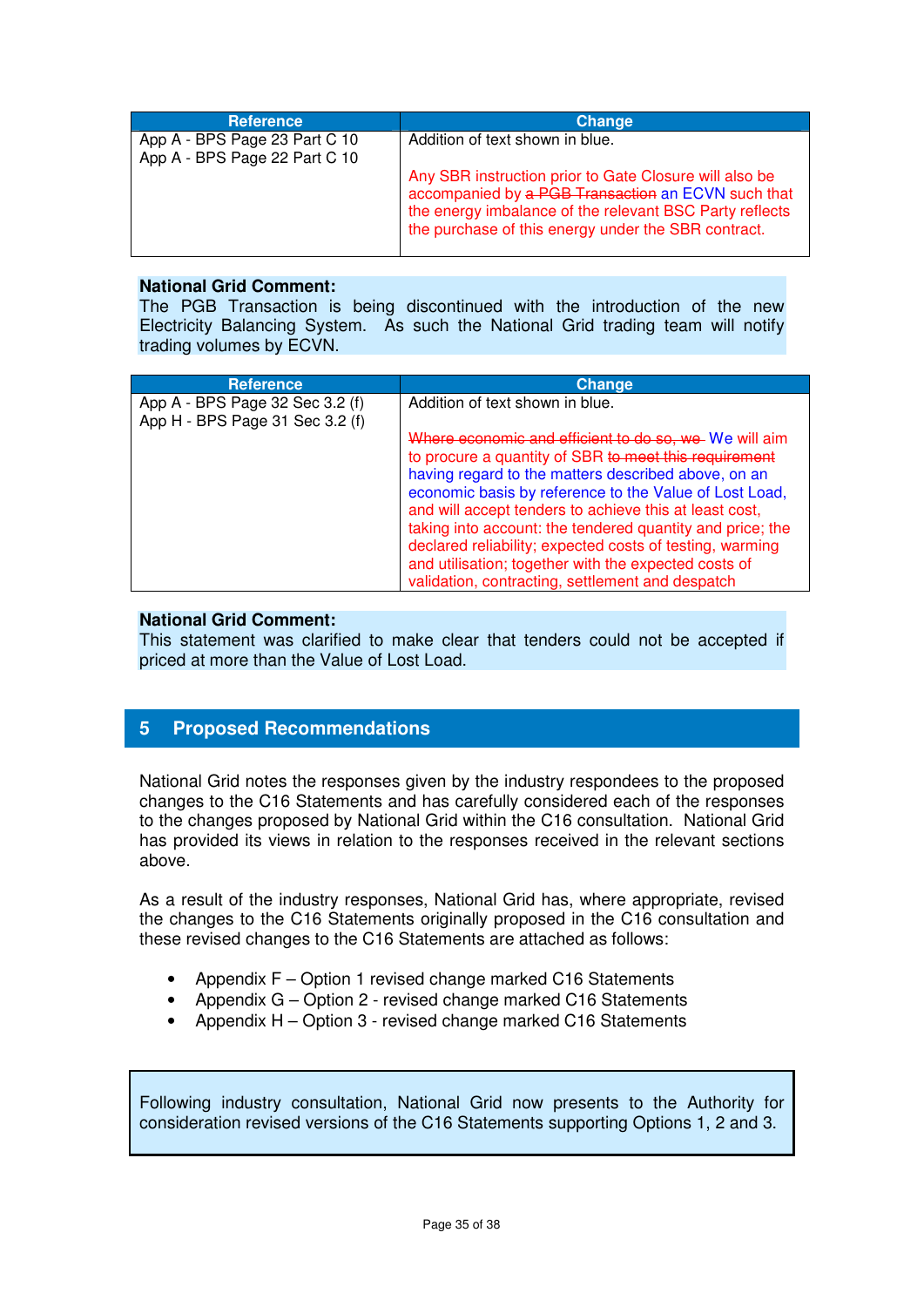| Reference | Change |
|---|---|
| App A - BPS Page 23 Part C 10<br>App A - BPS Page 22 Part C 10 | Addition of text shown in blue.<br><br>Any SBR instruction prior to Gate Closure will also be accompanied by ~~a PGB Transaction~~ an ECVN such that the energy imbalance of the relevant BSC Party reflects the purchase of this energy under the SBR contract. |

**National Grid Comment:**
The PGB Transaction is being discontinued with the introduction of the new Electricity Balancing System. As such the National Grid trading team will notify trading volumes by ECVN.

| Reference | Change |
|---|---|
| App A - BPS Page 32 Sec 3.2 (f)<br>App H - BPS Page 31 Sec 3.2 (f) | Addition of text shown in blue.<br><br>~~Where economic and efficient to do so, we~~ We will aim to procure a quantity of SBR ~~to meet this requirement~~ having regard to the matters described above, on an economic basis by reference to the Value of Lost Load, and will accept tenders to achieve this at least cost, taking into account: the tendered quantity and price; the declared reliability; expected costs of testing, warming and utilisation; together with the expected costs of validation, contracting, settlement and despatch |

**National Grid Comment:**
This statement was clarified to make clear that tenders could not be accepted if priced at more than the Value of Lost Load.

# 5 Proposed Recommendations

National Grid notes the responses given by the industry respondees to the proposed changes to the C16 Statements and has carefully considered each of the responses to the changes proposed by National Grid within the C16 consultation. National Grid has provided its views in relation to the responses received in the relevant sections above.

As a result of the industry responses, National Grid has, where appropriate, revised the changes to the C16 Statements originally proposed in the C16 consultation and these revised changes to the C16 Statements are attached as follows:

- Appendix F – Option 1 revised change marked C16 Statements
- Appendix G – Option 2 - revised change marked C16 Statements
- Appendix H – Option 3 - revised change marked C16 Statements

Following industry consultation, National Grid now presents to the Authority for consideration revised versions of the C16 Statements supporting Options 1, 2 and 3.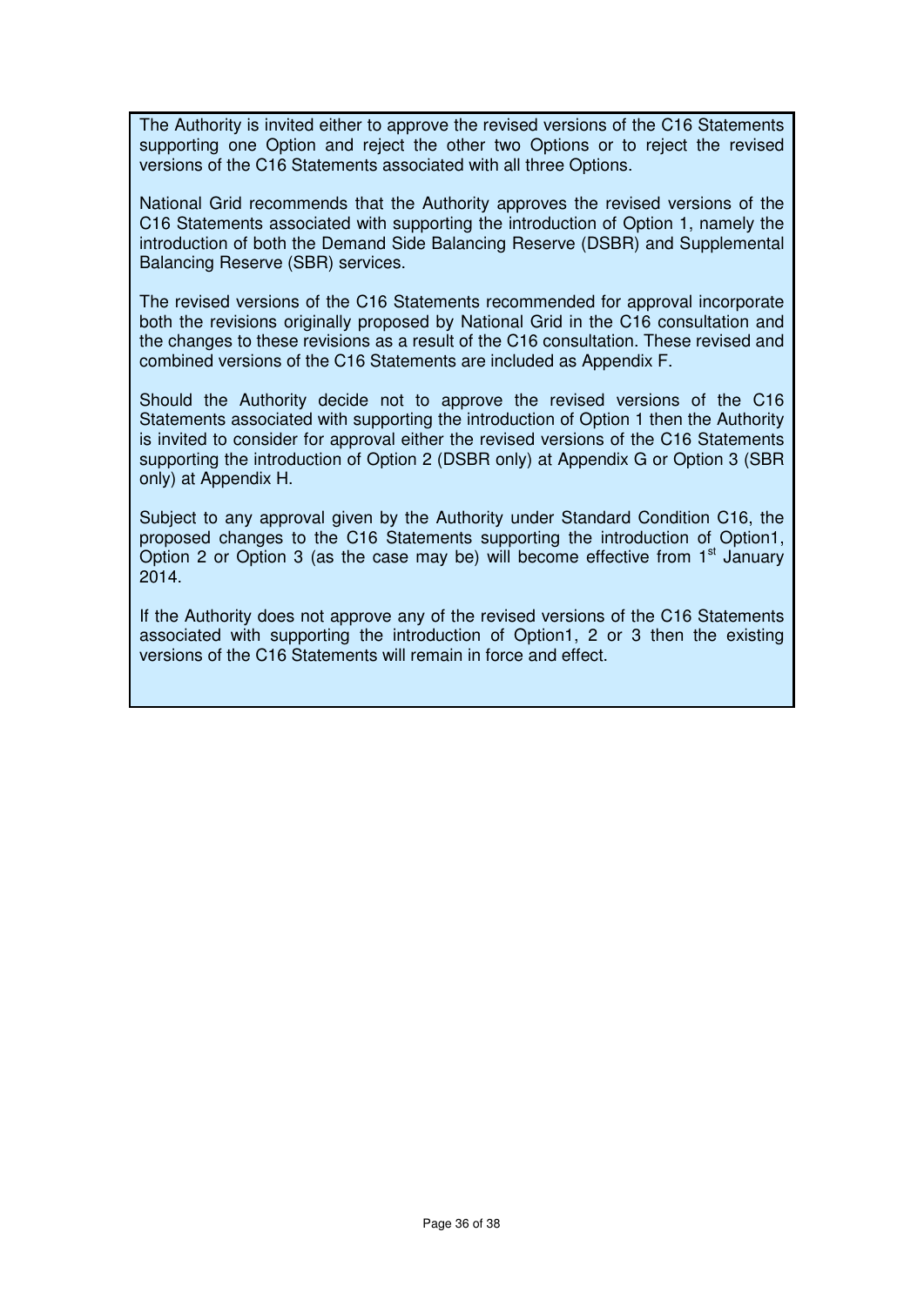The Authority is invited either to approve the revised versions of the C16 Statements supporting one Option and reject the other two Options or to reject the revised versions of the C16 Statements associated with all three Options.

National Grid recommends that the Authority approves the revised versions of the C16 Statements associated with supporting the introduction of Option 1, namely the introduction of both the Demand Side Balancing Reserve (DSBR) and Supplemental Balancing Reserve (SBR) services.

The revised versions of the C16 Statements recommended for approval incorporate both the revisions originally proposed by National Grid in the C16 consultation and the changes to these revisions as a result of the C16 consultation. These revised and combined versions of the C16 Statements are included as Appendix F.

Should the Authority decide not to approve the revised versions of the C16 Statements associated with supporting the introduction of Option 1 then the Authority is invited to consider for approval either the revised versions of the C16 Statements supporting the introduction of Option 2 (DSBR only) at Appendix G or Option 3 (SBR only) at Appendix H.

Subject to any approval given by the Authority under Standard Condition C16, the proposed changes to the C16 Statements supporting the introduction of Option1, Option 2 or Option 3 (as the case may be) will become effective from 1st January 2014.

If the Authority does not approve any of the revised versions of the C16 Statements associated with supporting the introduction of Option1, 2 or 3 then the existing versions of the C16 Statements will remain in force and effect.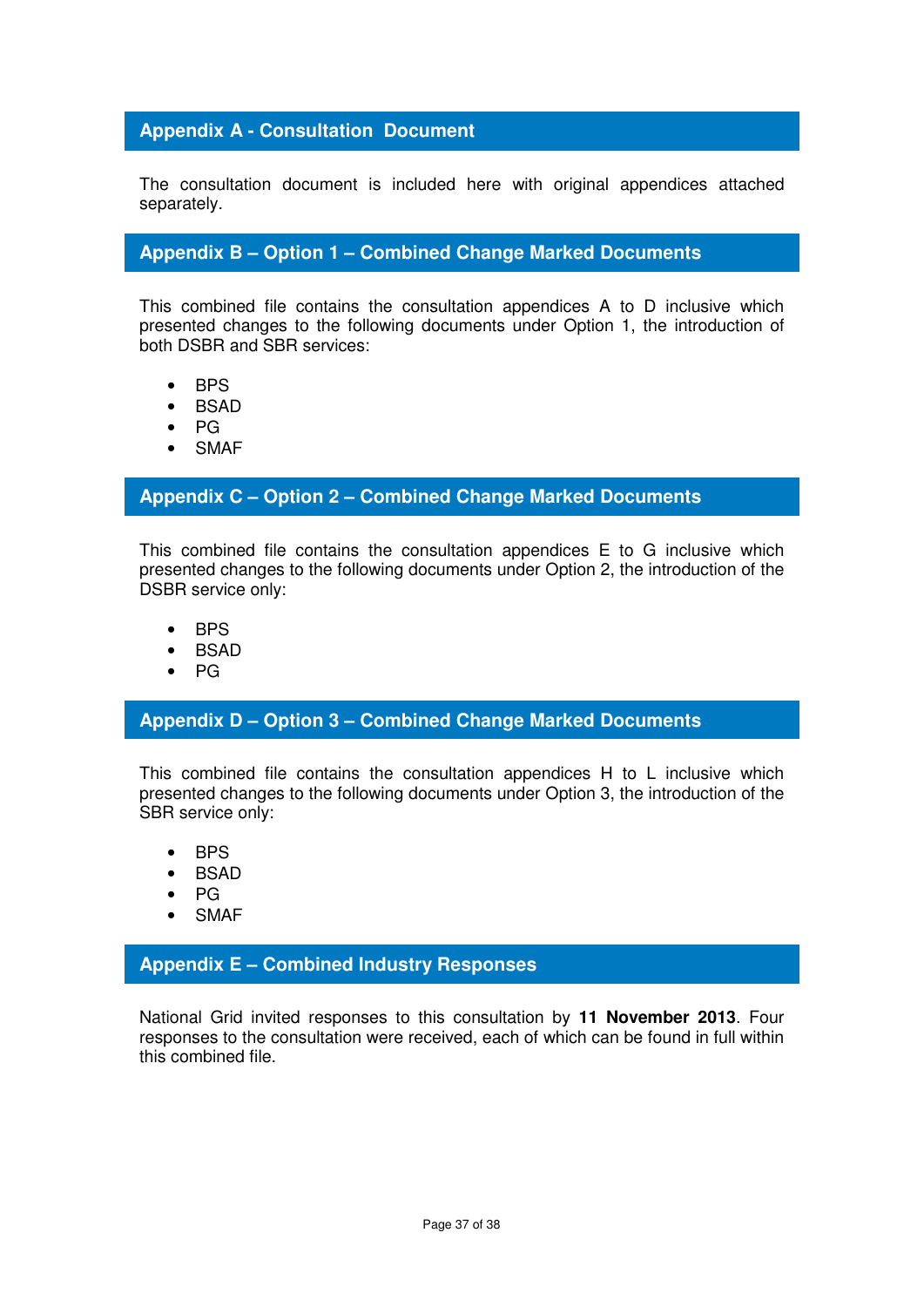## Appendix A - Consultation Document

The consultation document is included here with original appendices attached separately.

## Appendix B – Option 1 – Combined Change Marked Documents

This combined file contains the consultation appendices A to D inclusive which presented changes to the following documents under Option 1, the introduction of both DSBR and SBR services:

- BPS
- BSAD
- PG
- SMAF

## Appendix C – Option 2 – Combined Change Marked Documents

This combined file contains the consultation appendices E to G inclusive which presented changes to the following documents under Option 2, the introduction of the DSBR service only:

- BPS
- BSAD
- PG

## Appendix D – Option 3 – Combined Change Marked Documents

This combined file contains the consultation appendices H to L inclusive which presented changes to the following documents under Option 3, the introduction of the SBR service only:

- BPS
- BSAD
- PG
- SMAF

## Appendix E – Combined Industry Responses

National Grid invited responses to this consultation by **11 November 2013**. Four responses to the consultation were received, each of which can be found in full within this combined file.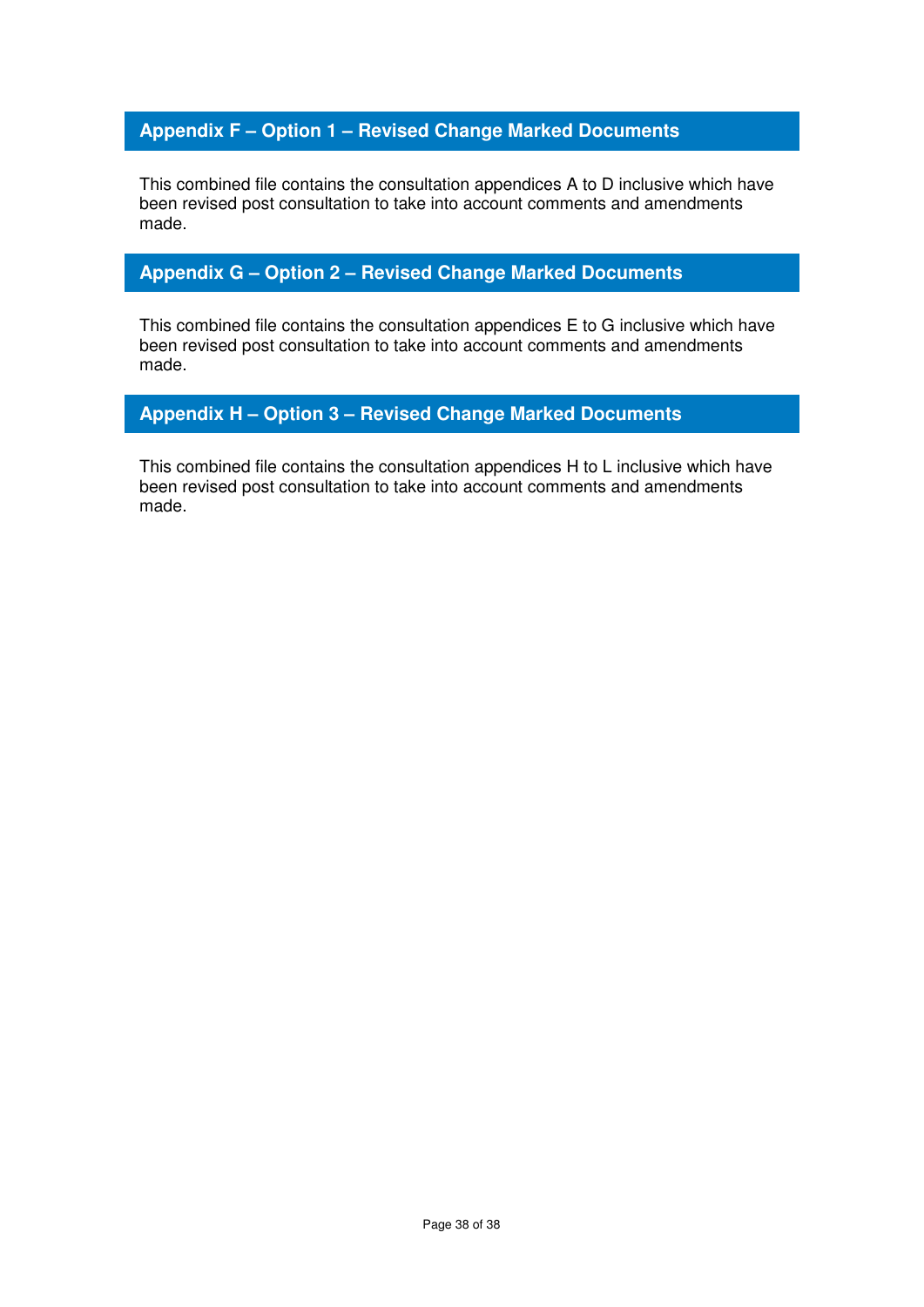## Appendix F – Option 1 – Revised Change Marked Documents

This combined file contains the consultation appendices A to D inclusive which have been revised post consultation to take into account comments and amendments made.

## Appendix G – Option 2 – Revised Change Marked Documents

This combined file contains the consultation appendices E to G inclusive which have been revised post consultation to take into account comments and amendments made.

## Appendix H – Option 3 – Revised Change Marked Documents

This combined file contains the consultation appendices H to L inclusive which have been revised post consultation to take into account comments and amendments made.